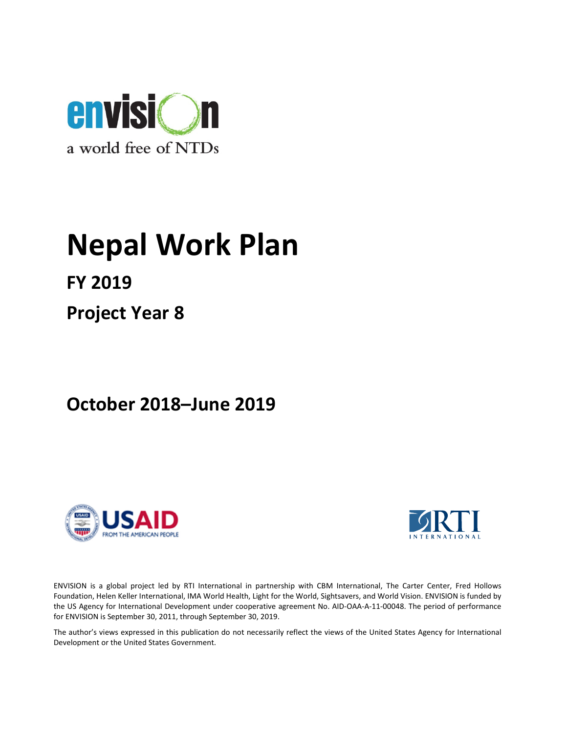envision

a world free of NTDs

# Nepal Work Plan

## FY 2019

## Project Year 8

## October 2018–June 2019

USAID FROM THE AMERICAN PEOPLE

RTI INTERNATIONAL

ENVISION is a global project led by RTI International in partnership with CBM International, The Carter Center, Fred Hollows Foundation, Helen Keller International, IMA World Health, Light for the World, Sightsavers, and World Vision. ENVISION is funded by the US Agency for International Development under cooperative agreement No. AID-OAA-A-11-00048. The period of performance for ENVISION is September 30, 2011, through September 30, 2019.

The author's views expressed in this publication do not necessarily reflect the views of the United States Agency for International Development or the United States Government.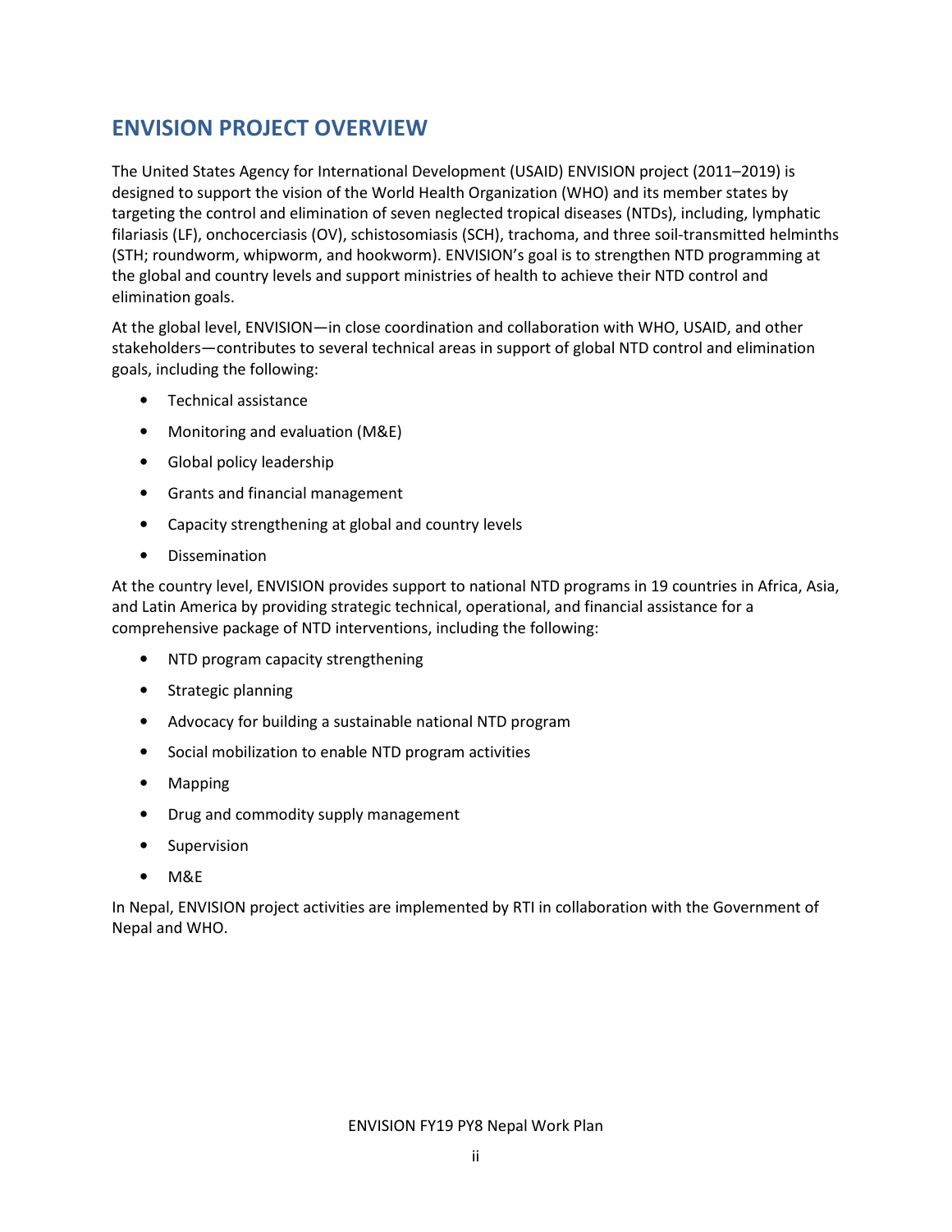## ENVISION PROJECT OVERVIEW

The United States Agency for International Development (USAID) ENVISION project (2011–2019) is designed to support the vision of the World Health Organization (WHO) and its member states by targeting the control and elimination of seven neglected tropical diseases (NTDs), including, lymphatic filariasis (LF), onchocerciasis (OV), schistosomiasis (SCH), trachoma, and three soil-transmitted helminths (STH; roundworm, whipworm, and hookworm). ENVISION's goal is to strengthen NTD programming at the global and country levels and support ministries of health to achieve their NTD control and elimination goals.

At the global level, ENVISION—in close coordination and collaboration with WHO, USAID, and other stakeholders—contributes to several technical areas in support of global NTD control and elimination goals, including the following:

- Technical assistance
- Monitoring and evaluation (M&E)
- Global policy leadership
- Grants and financial management
- Capacity strengthening at global and country levels
- Dissemination

At the country level, ENVISION provides support to national NTD programs in 19 countries in Africa, Asia, and Latin America by providing strategic technical, operational, and financial assistance for a comprehensive package of NTD interventions, including the following:

- NTD program capacity strengthening
- Strategic planning
- Advocacy for building a sustainable national NTD program
- Social mobilization to enable NTD program activities
- Mapping
- Drug and commodity supply management
- Supervision
- M&E

In Nepal, ENVISION project activities are implemented by RTI in collaboration with the Government of Nepal and WHO.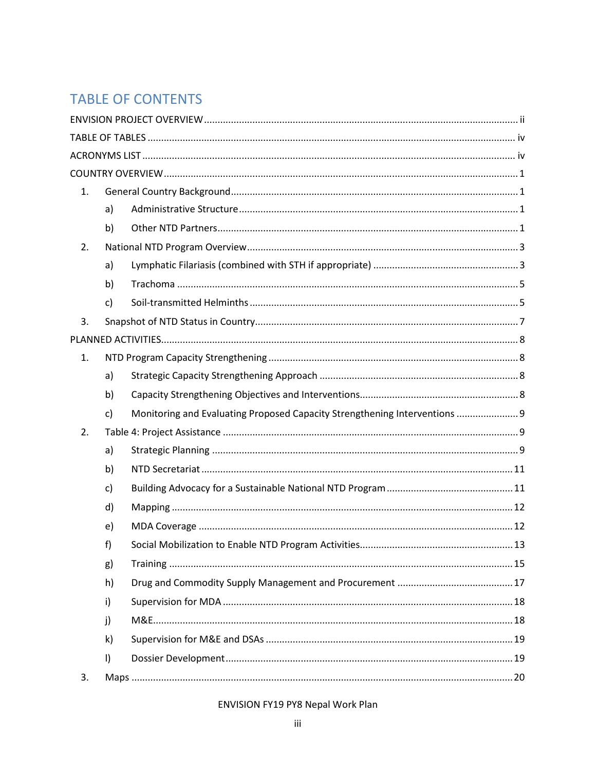# TABLE OF CONTENTS

ENVISION PROJECT OVERVIEW ........ ii

TABLE OF TABLES ........ iv

ACRONYMS LIST ........ iv

COUNTRY OVERVIEW ........ 1

1. General Country Background ........ 1
    a) Administrative Structure ........ 1
    b) Other NTD Partners ........ 1
2. National NTD Program Overview ........ 3
    a) Lymphatic Filariasis (combined with STH if appropriate) ........ 3
    b) Trachoma ........ 5
    c) Soil-transmitted Helminths ........ 5
3. Snapshot of NTD Status in Country ........ 7

PLANNED ACTIVITIES ........ 8

1. NTD Program Capacity Strengthening ........ 8
    a) Strategic Capacity Strengthening Approach ........ 8
    b) Capacity Strengthening Objectives and Interventions ........ 8
    c) Monitoring and Evaluating Proposed Capacity Strengthening Interventions ........ 9
2. Table 4: Project Assistance ........ 9
    a) Strategic Planning ........ 9
    b) NTD Secretariat ........ 11
    c) Building Advocacy for a Sustainable National NTD Program ........ 11
    d) Mapping ........ 12
    e) MDA Coverage ........ 12
    f) Social Mobilization to Enable NTD Program Activities ........ 13
    g) Training ........ 15
    h) Drug and Commodity Supply Management and Procurement ........ 17
    i) Supervision for MDA ........ 18
    j) M&E ........ 18
    k) Supervision for M&E and DSAs ........ 19
    l) Dossier Development ........ 19
3. Maps ........ 20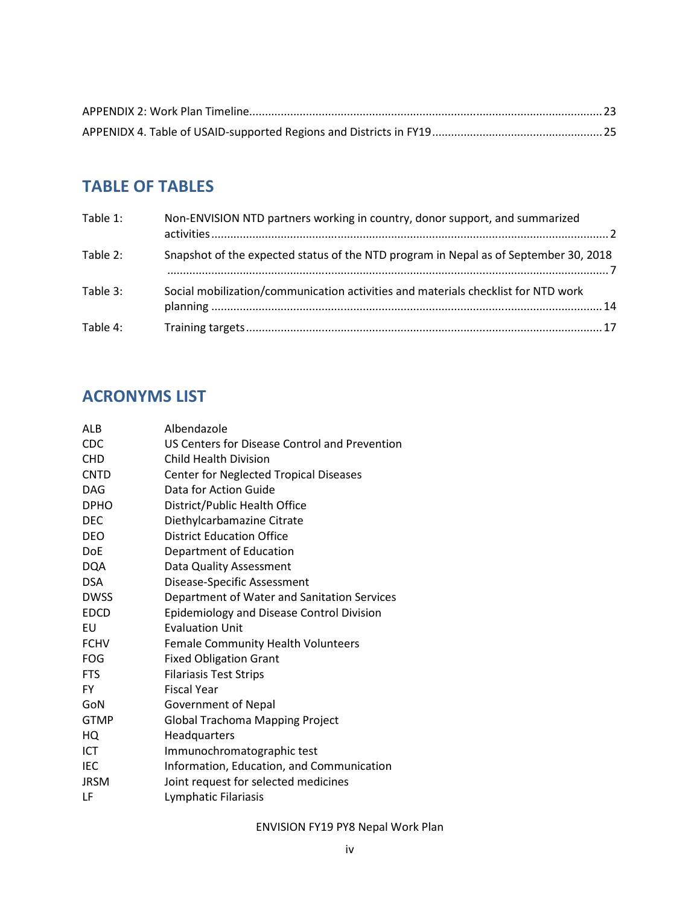APPENDIX 2: Work Plan Timeline.....23
APPENIDX 4. Table of USAID-supported Regions and Districts in FY19.....25

## TABLE OF TABLES

| | |
|---|---|
| Table 1: | Non-ENVISION NTD partners working in country, donor support, and summarized activities.....2 |
| Table 2: | Snapshot of the expected status of the NTD program in Nepal as of September 30, 2018.....7 |
| Table 3: | Social mobilization/communication activities and materials checklist for NTD work planning.....14 |
| Table 4: | Training targets.....17 |

## ACRONYMS LIST

| | |
|---|---|
| ALB | Albendazole |
| CDC | US Centers for Disease Control and Prevention |
| CHD | Child Health Division |
| CNTD | Center for Neglected Tropical Diseases |
| DAG | Data for Action Guide |
| DPHO | District/Public Health Office |
| DEC | Diethylcarbamazine Citrate |
| DEO | District Education Office |
| DoE | Department of Education |
| DQA | Data Quality Assessment |
| DSA | Disease-Specific Assessment |
| DWSS | Department of Water and Sanitation Services |
| EDCD | Epidemiology and Disease Control Division |
| EU | Evaluation Unit |
| FCHV | Female Community Health Volunteers |
| FOG | Fixed Obligation Grant |
| FTS | Filariasis Test Strips |
| FY | Fiscal Year |
| GoN | Government of Nepal |
| GTMP | Global Trachoma Mapping Project |
| HQ | Headquarters |
| ICT | Immunochromatographic test |
| IEC | Information, Education, and Communication |
| JRSM | Joint request for selected medicines |
| LF | Lymphatic Filariasis |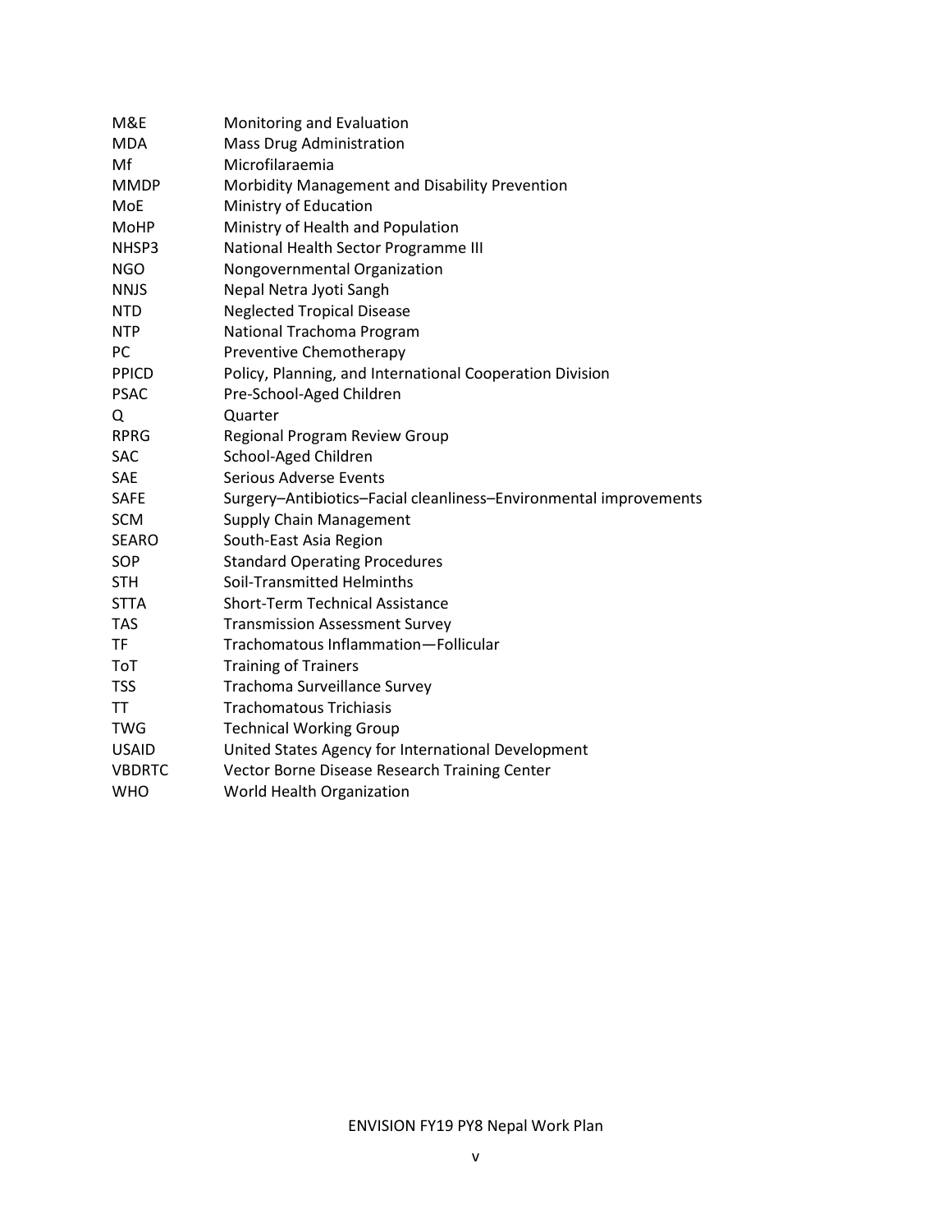| | |
|---|---|
| M&E | Monitoring and Evaluation |
| MDA | Mass Drug Administration |
| Mf | Microfilaraemia |
| MMDP | Morbidity Management and Disability Prevention |
| MoE | Ministry of Education |
| MoHP | Ministry of Health and Population |
| NHSP3 | National Health Sector Programme III |
| NGO | Nongovernmental Organization |
| NNJS | Nepal Netra Jyoti Sangh |
| NTD | Neglected Tropical Disease |
| NTP | National Trachoma Program |
| PC | Preventive Chemotherapy |
| PPICD | Policy, Planning, and International Cooperation Division |
| PSAC | Pre-School-Aged Children |
| Q | Quarter |
| RPRG | Regional Program Review Group |
| SAC | School-Aged Children |
| SAE | Serious Adverse Events |
| SAFE | Surgery–Antibiotics–Facial cleanliness–Environmental improvements |
| SCM | Supply Chain Management |
| SEARO | South-East Asia Region |
| SOP | Standard Operating Procedures |
| STH | Soil-Transmitted Helminths |
| STTA | Short-Term Technical Assistance |
| TAS | Transmission Assessment Survey |
| TF | Trachomatous Inflammation—Follicular |
| ToT | Training of Trainers |
| TSS | Trachoma Surveillance Survey |
| TT | Trachomatous Trichiasis |
| TWG | Technical Working Group |
| USAID | United States Agency for International Development |
| VBDRTC | Vector Borne Disease Research Training Center |
| WHO | World Health Organization |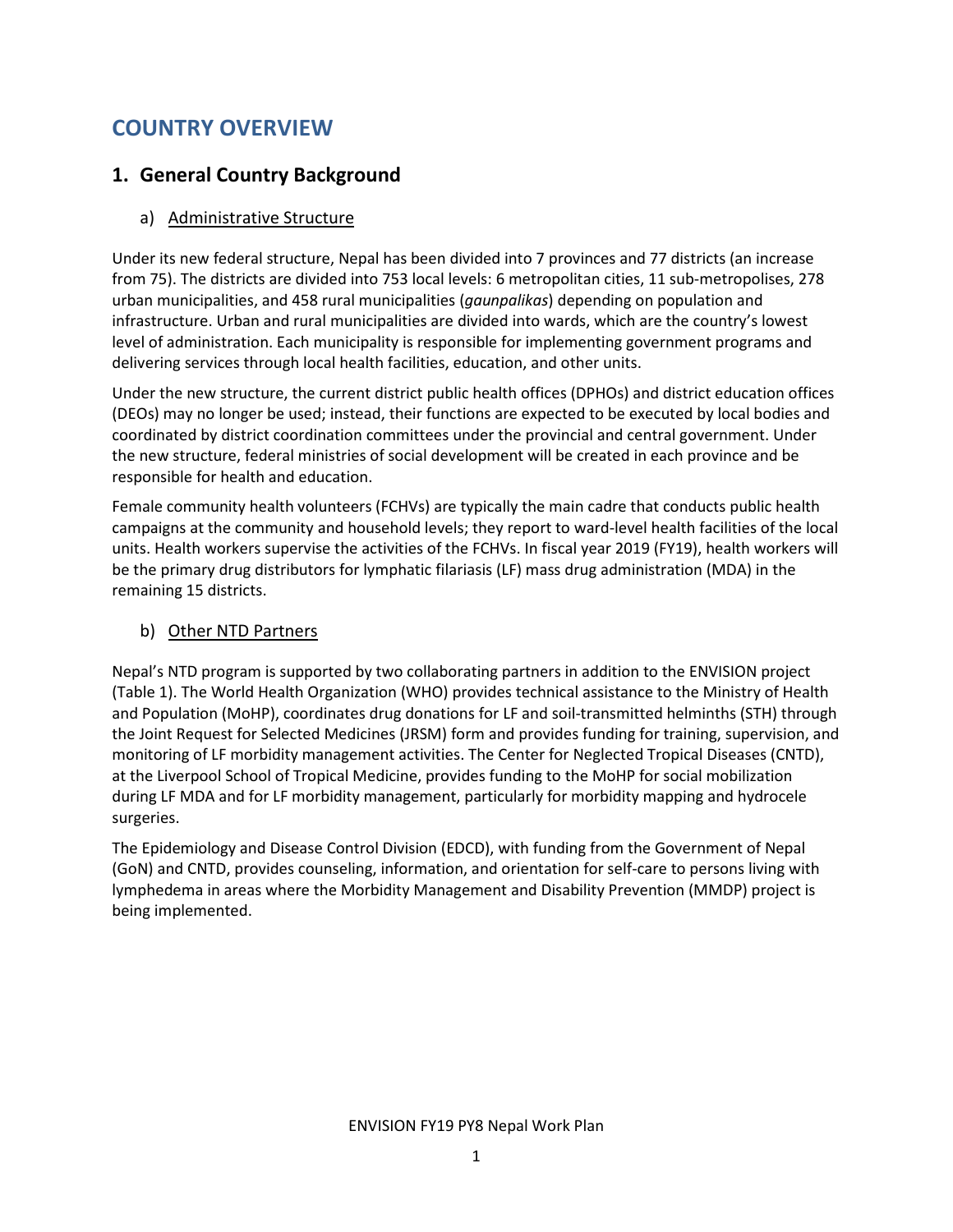# COUNTRY OVERVIEW

## 1. General Country Background

### a) Administrative Structure

Under its new federal structure, Nepal has been divided into 7 provinces and 77 districts (an increase from 75). The districts are divided into 753 local levels: 6 metropolitan cities, 11 sub-metropolises, 278 urban municipalities, and 458 rural municipalities (*gaunpalikas*) depending on population and infrastructure. Urban and rural municipalities are divided into wards, which are the country's lowest level of administration. Each municipality is responsible for implementing government programs and delivering services through local health facilities, education, and other units.

Under the new structure, the current district public health offices (DPHOs) and district education offices (DEOs) may no longer be used; instead, their functions are expected to be executed by local bodies and coordinated by district coordination committees under the provincial and central government. Under the new structure, federal ministries of social development will be created in each province and be responsible for health and education.

Female community health volunteers (FCHVs) are typically the main cadre that conducts public health campaigns at the community and household levels; they report to ward-level health facilities of the local units. Health workers supervise the activities of the FCHVs. In fiscal year 2019 (FY19), health workers will be the primary drug distributors for lymphatic filariasis (LF) mass drug administration (MDA) in the remaining 15 districts.

### b) Other NTD Partners

Nepal's NTD program is supported by two collaborating partners in addition to the ENVISION project (Table 1). The World Health Organization (WHO) provides technical assistance to the Ministry of Health and Population (MoHP), coordinates drug donations for LF and soil-transmitted helminths (STH) through the Joint Request for Selected Medicines (JRSM) form and provides funding for training, supervision, and monitoring of LF morbidity management activities. The Center for Neglected Tropical Diseases (CNTD), at the Liverpool School of Tropical Medicine, provides funding to the MoHP for social mobilization during LF MDA and for LF morbidity management, particularly for morbidity mapping and hydrocele surgeries.

The Epidemiology and Disease Control Division (EDCD), with funding from the Government of Nepal (GoN) and CNTD, provides counseling, information, and orientation for self-care to persons living with lymphedema in areas where the Morbidity Management and Disability Prevention (MMDP) project is being implemented.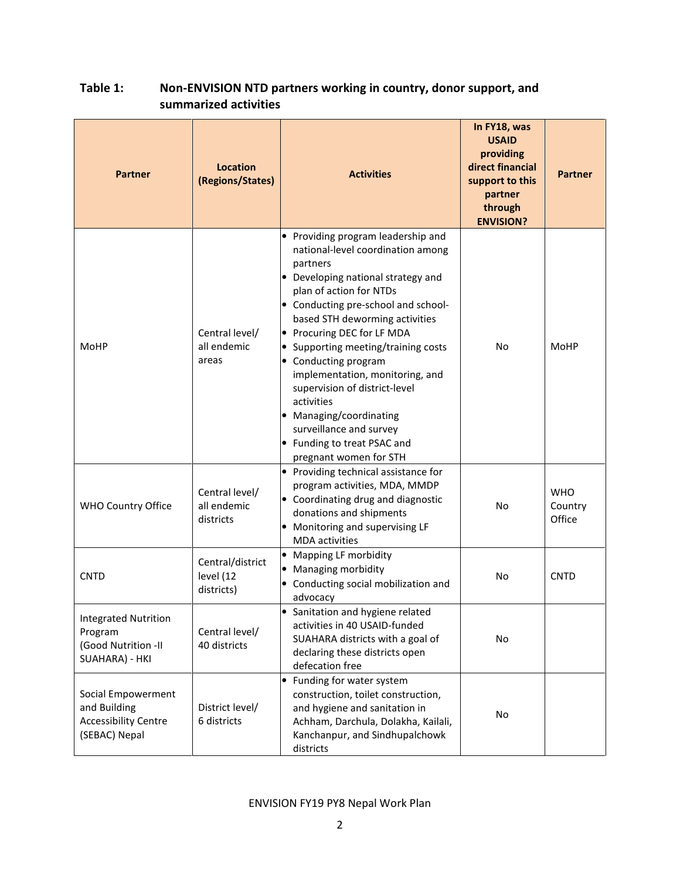**Table 1: Non-ENVISION NTD partners working in country, donor support, and summarized activities**

| Partner | Location (Regions/States) | Activities | In FY18, was USAID providing direct financial support to this partner through ENVISION? | Partner |
|---|---|---|---|---|
| MoHP | Central level/ all endemic areas | • Providing program leadership and national-level coordination among partners<br>• Developing national strategy and plan of action for NTDs<br>• Conducting pre-school and school-based STH deworming activities<br>• Procuring DEC for LF MDA<br>• Supporting meeting/training costs<br>• Conducting program implementation, monitoring, and supervision of district-level activities<br>• Managing/coordinating surveillance and survey<br>• Funding to treat PSAC and pregnant women for STH | No | MoHP |
| WHO Country Office | Central level/ all endemic districts | • Providing technical assistance for program activities, MDA, MMDP<br>• Coordinating drug and diagnostic donations and shipments<br>• Monitoring and supervising LF MDA activities | No | WHO Country Office |
| CNTD | Central/district level (12 districts) | • Mapping LF morbidity<br>• Managing morbidity<br>• Conducting social mobilization and advocacy | No | CNTD |
| Integrated Nutrition Program (Good Nutrition -II SUAHARA) - HKI | Central level/ 40 districts | • Sanitation and hygiene related activities in 40 USAID-funded SUAHARA districts with a goal of declaring these districts open defecation free | No | |
| Social Empowerment and Building Accessibility Centre (SEBAC) Nepal | District level/ 6 districts | • Funding for water system construction, toilet construction, and hygiene and sanitation in Achham, Darchula, Dolakha, Kailali, Kanchanpur, and Sindhupalchowk districts | No | |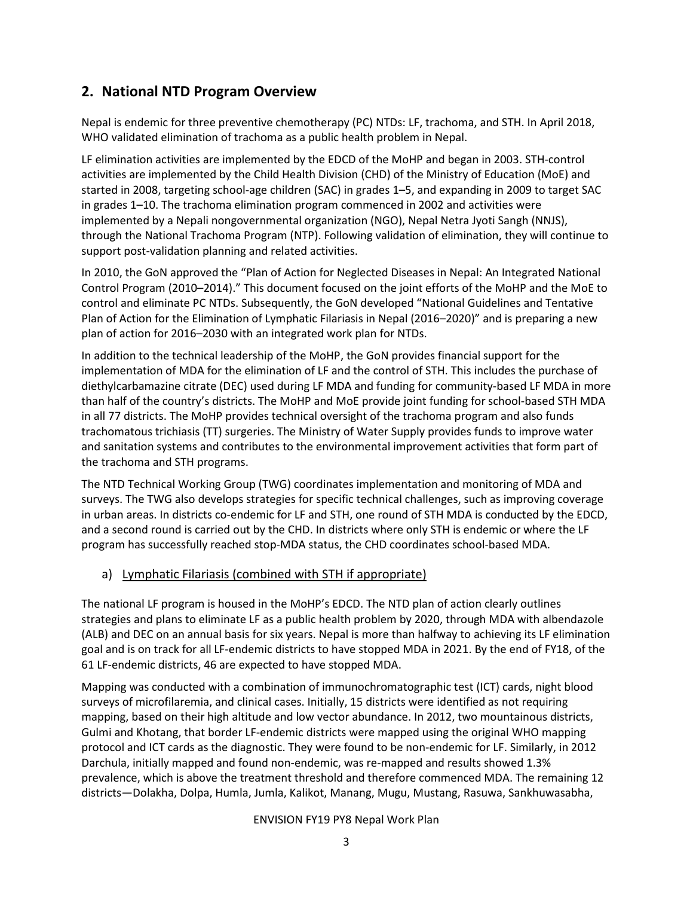## 2. National NTD Program Overview

Nepal is endemic for three preventive chemotherapy (PC) NTDs: LF, trachoma, and STH. In April 2018, WHO validated elimination of trachoma as a public health problem in Nepal.

LF elimination activities are implemented by the EDCD of the MoHP and began in 2003. STH-control activities are implemented by the Child Health Division (CHD) of the Ministry of Education (MoE) and started in 2008, targeting school-age children (SAC) in grades 1–5, and expanding in 2009 to target SAC in grades 1–10. The trachoma elimination program commenced in 2002 and activities were implemented by a Nepali nongovernmental organization (NGO), Nepal Netra Jyoti Sangh (NNJS), through the National Trachoma Program (NTP). Following validation of elimination, they will continue to support post-validation planning and related activities.

In 2010, the GoN approved the "Plan of Action for Neglected Diseases in Nepal: An Integrated National Control Program (2010–2014)." This document focused on the joint efforts of the MoHP and the MoE to control and eliminate PC NTDs. Subsequently, the GoN developed "National Guidelines and Tentative Plan of Action for the Elimination of Lymphatic Filariasis in Nepal (2016–2020)" and is preparing a new plan of action for 2016–2030 with an integrated work plan for NTDs.

In addition to the technical leadership of the MoHP, the GoN provides financial support for the implementation of MDA for the elimination of LF and the control of STH. This includes the purchase of diethylcarbamazine citrate (DEC) used during LF MDA and funding for community-based LF MDA in more than half of the country's districts. The MoHP and MoE provide joint funding for school-based STH MDA in all 77 districts. The MoHP provides technical oversight of the trachoma program and also funds trachomatous trichiasis (TT) surgeries. The Ministry of Water Supply provides funds to improve water and sanitation systems and contributes to the environmental improvement activities that form part of the trachoma and STH programs.

The NTD Technical Working Group (TWG) coordinates implementation and monitoring of MDA and surveys. The TWG also develops strategies for specific technical challenges, such as improving coverage in urban areas. In districts co-endemic for LF and STH, one round of STH MDA is conducted by the EDCD, and a second round is carried out by the CHD. In districts where only STH is endemic or where the LF program has successfully reached stop-MDA status, the CHD coordinates school-based MDA.

### a) Lymphatic Filariasis (combined with STH if appropriate)

The national LF program is housed in the MoHP's EDCD. The NTD plan of action clearly outlines strategies and plans to eliminate LF as a public health problem by 2020, through MDA with albendazole (ALB) and DEC on an annual basis for six years. Nepal is more than halfway to achieving its LF elimination goal and is on track for all LF-endemic districts to have stopped MDA in 2021. By the end of FY18, of the 61 LF-endemic districts, 46 are expected to have stopped MDA.

Mapping was conducted with a combination of immunochromatographic test (ICT) cards, night blood surveys of microfilaremia, and clinical cases. Initially, 15 districts were identified as not requiring mapping, based on their high altitude and low vector abundance. In 2012, two mountainous districts, Gulmi and Khotang, that border LF-endemic districts were mapped using the original WHO mapping protocol and ICT cards as the diagnostic. They were found to be non-endemic for LF. Similarly, in 2012 Darchula, initially mapped and found non-endemic, was re-mapped and results showed 1.3% prevalence, which is above the treatment threshold and therefore commenced MDA. The remaining 12 districts—Dolakha, Dolpa, Humla, Jumla, Kalikot, Manang, Mugu, Mustang, Rasuwa, Sankhuwasabha,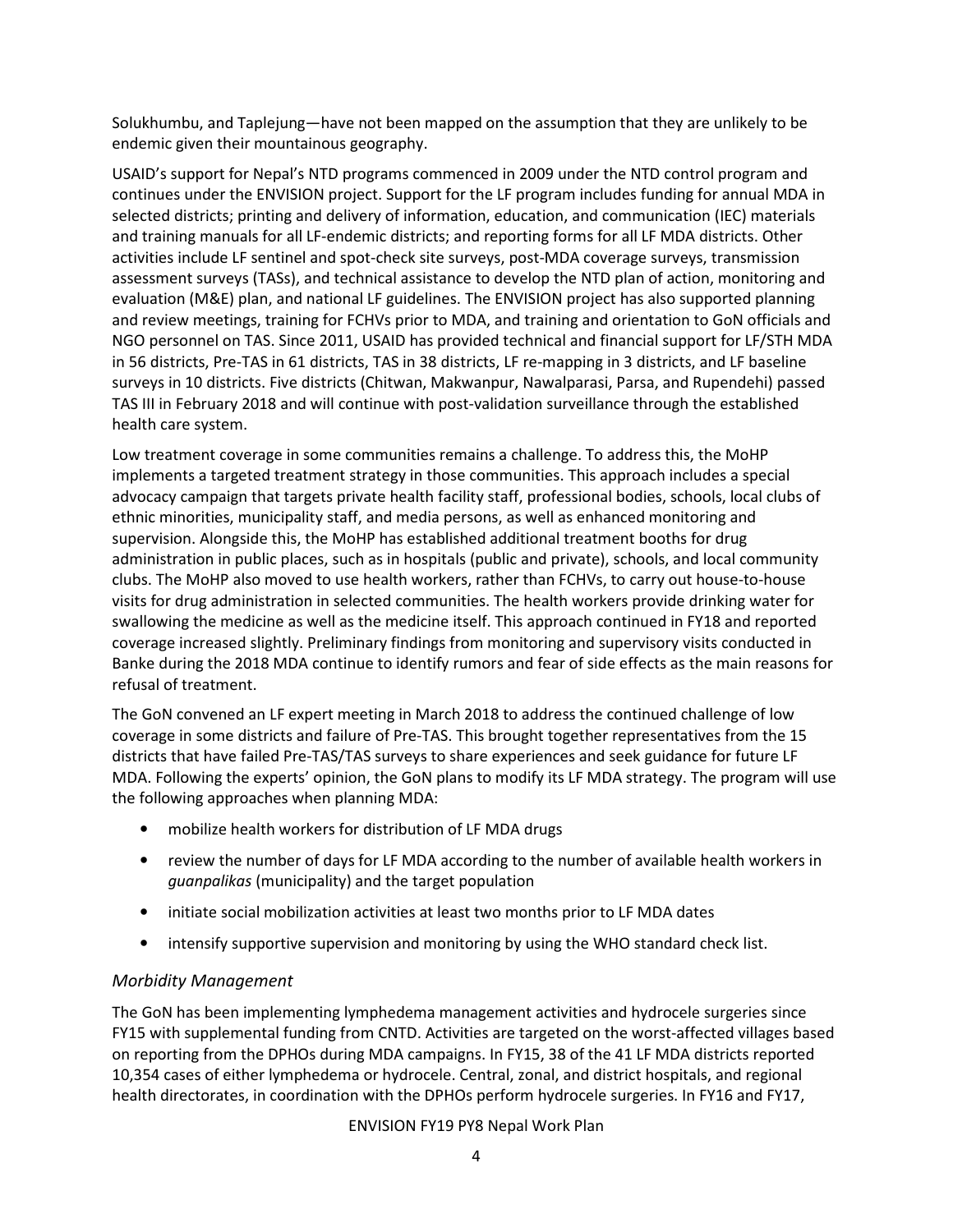Solukhumbu, and Taplejung—have not been mapped on the assumption that they are unlikely to be endemic given their mountainous geography.

USAID's support for Nepal's NTD programs commenced in 2009 under the NTD control program and continues under the ENVISION project. Support for the LF program includes funding for annual MDA in selected districts; printing and delivery of information, education, and communication (IEC) materials and training manuals for all LF-endemic districts; and reporting forms for all LF MDA districts. Other activities include LF sentinel and spot-check site surveys, post-MDA coverage surveys, transmission assessment surveys (TASs), and technical assistance to develop the NTD plan of action, monitoring and evaluation (M&E) plan, and national LF guidelines. The ENVISION project has also supported planning and review meetings, training for FCHVs prior to MDA, and training and orientation to GoN officials and NGO personnel on TAS. Since 2011, USAID has provided technical and financial support for LF/STH MDA in 56 districts, Pre-TAS in 61 districts, TAS in 38 districts, LF re-mapping in 3 districts, and LF baseline surveys in 10 districts. Five districts (Chitwan, Makwanpur, Nawalparasi, Parsa, and Rupendehi) passed TAS III in February 2018 and will continue with post-validation surveillance through the established health care system.

Low treatment coverage in some communities remains a challenge. To address this, the MoHP implements a targeted treatment strategy in those communities. This approach includes a special advocacy campaign that targets private health facility staff, professional bodies, schools, local clubs of ethnic minorities, municipality staff, and media persons, as well as enhanced monitoring and supervision. Alongside this, the MoHP has established additional treatment booths for drug administration in public places, such as in hospitals (public and private), schools, and local community clubs. The MoHP also moved to use health workers, rather than FCHVs, to carry out house-to-house visits for drug administration in selected communities. The health workers provide drinking water for swallowing the medicine as well as the medicine itself. This approach continued in FY18 and reported coverage increased slightly. Preliminary findings from monitoring and supervisory visits conducted in Banke during the 2018 MDA continue to identify rumors and fear of side effects as the main reasons for refusal of treatment.

The GoN convened an LF expert meeting in March 2018 to address the continued challenge of low coverage in some districts and failure of Pre-TAS. This brought together representatives from the 15 districts that have failed Pre-TAS/TAS surveys to share experiences and seek guidance for future LF MDA. Following the experts' opinion, the GoN plans to modify its LF MDA strategy. The program will use the following approaches when planning MDA:

- mobilize health workers for distribution of LF MDA drugs
- review the number of days for LF MDA according to the number of available health workers in *guanpalikas* (municipality) and the target population
- initiate social mobilization activities at least two months prior to LF MDA dates
- intensify supportive supervision and monitoring by using the WHO standard check list.

### *Morbidity Management*

The GoN has been implementing lymphedema management activities and hydrocele surgeries since FY15 with supplemental funding from CNTD. Activities are targeted on the worst-affected villages based on reporting from the DPHOs during MDA campaigns. In FY15, 38 of the 41 LF MDA districts reported 10,354 cases of either lymphedema or hydrocele. Central, zonal, and district hospitals, and regional health directorates, in coordination with the DPHOs perform hydrocele surgeries. In FY16 and FY17,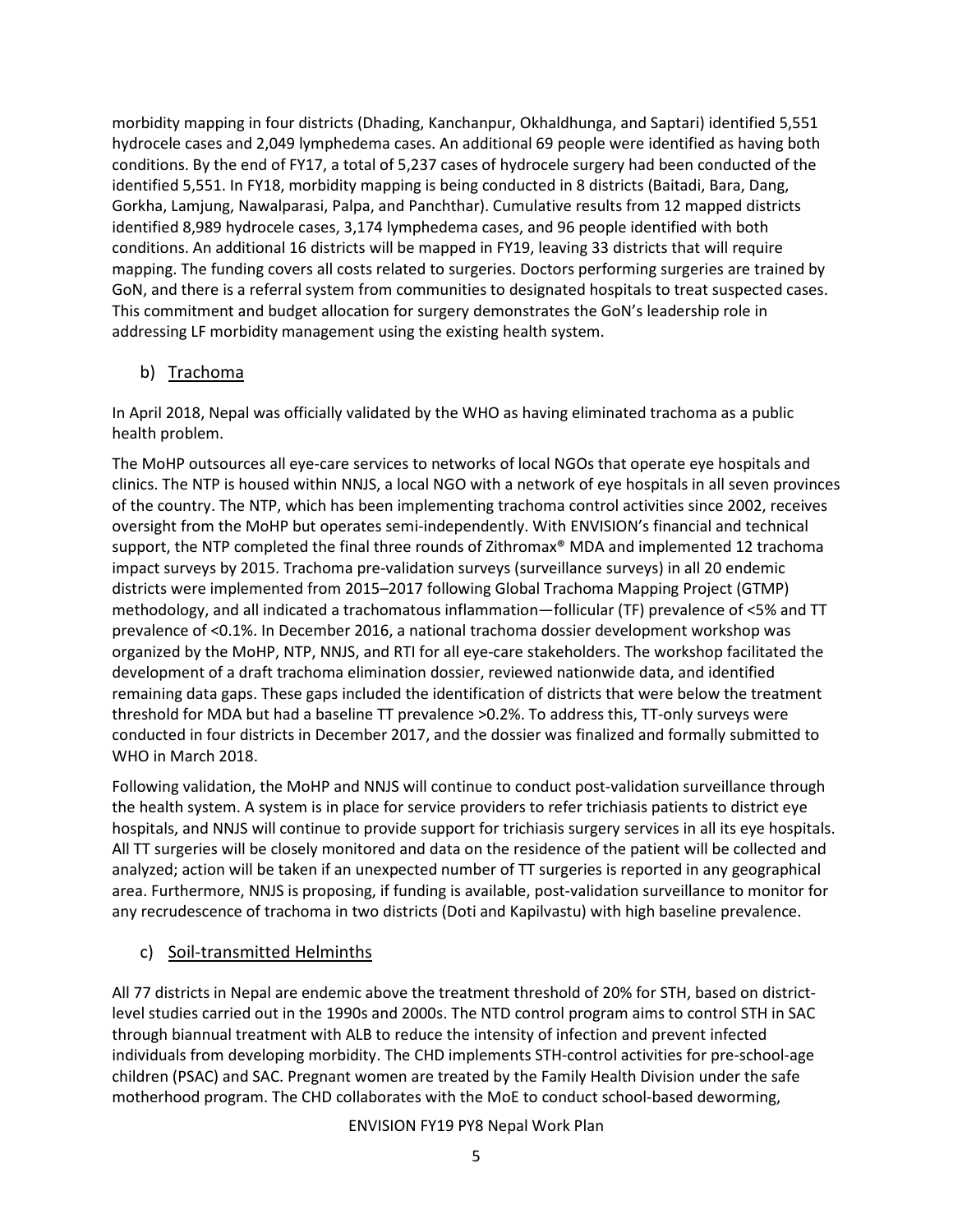morbidity mapping in four districts (Dhading, Kanchanpur, Okhaldhunga, and Saptari) identified 5,551 hydrocele cases and 2,049 lymphedema cases. An additional 69 people were identified as having both conditions. By the end of FY17, a total of 5,237 cases of hydrocele surgery had been conducted of the identified 5,551. In FY18, morbidity mapping is being conducted in 8 districts (Baitadi, Bara, Dang, Gorkha, Lamjung, Nawalparasi, Palpa, and Panchthar). Cumulative results from 12 mapped districts identified 8,989 hydrocele cases, 3,174 lymphedema cases, and 96 people identified with both conditions. An additional 16 districts will be mapped in FY19, leaving 33 districts that will require mapping. The funding covers all costs related to surgeries. Doctors performing surgeries are trained by GoN, and there is a referral system from communities to designated hospitals to treat suspected cases. This commitment and budget allocation for surgery demonstrates the GoN's leadership role in addressing LF morbidity management using the existing health system.

### b) Trachoma

In April 2018, Nepal was officially validated by the WHO as having eliminated trachoma as a public health problem.

The MoHP outsources all eye-care services to networks of local NGOs that operate eye hospitals and clinics. The NTP is housed within NNJS, a local NGO with a network of eye hospitals in all seven provinces of the country. The NTP, which has been implementing trachoma control activities since 2002, receives oversight from the MoHP but operates semi-independently. With ENVISION's financial and technical support, the NTP completed the final three rounds of Zithromax® MDA and implemented 12 trachoma impact surveys by 2015. Trachoma pre-validation surveys (surveillance surveys) in all 20 endemic districts were implemented from 2015–2017 following Global Trachoma Mapping Project (GTMP) methodology, and all indicated a trachomatous inflammation—follicular (TF) prevalence of <5% and TT prevalence of <0.1%. In December 2016, a national trachoma dossier development workshop was organized by the MoHP, NTP, NNJS, and RTI for all eye-care stakeholders. The workshop facilitated the development of a draft trachoma elimination dossier, reviewed nationwide data, and identified remaining data gaps. These gaps included the identification of districts that were below the treatment threshold for MDA but had a baseline TT prevalence >0.2%. To address this, TT-only surveys were conducted in four districts in December 2017, and the dossier was finalized and formally submitted to WHO in March 2018.

Following validation, the MoHP and NNJS will continue to conduct post-validation surveillance through the health system. A system is in place for service providers to refer trichiasis patients to district eye hospitals, and NNJS will continue to provide support for trichiasis surgery services in all its eye hospitals. All TT surgeries will be closely monitored and data on the residence of the patient will be collected and analyzed; action will be taken if an unexpected number of TT surgeries is reported in any geographical area. Furthermore, NNJS is proposing, if funding is available, post-validation surveillance to monitor for any recrudescence of trachoma in two districts (Doti and Kapilvastu) with high baseline prevalence.

### c) Soil-transmitted Helminths

All 77 districts in Nepal are endemic above the treatment threshold of 20% for STH, based on district-level studies carried out in the 1990s and 2000s. The NTD control program aims to control STH in SAC through biannual treatment with ALB to reduce the intensity of infection and prevent infected individuals from developing morbidity. The CHD implements STH-control activities for pre-school-age children (PSAC) and SAC. Pregnant women are treated by the Family Health Division under the safe motherhood program. The CHD collaborates with the MoE to conduct school-based deworming,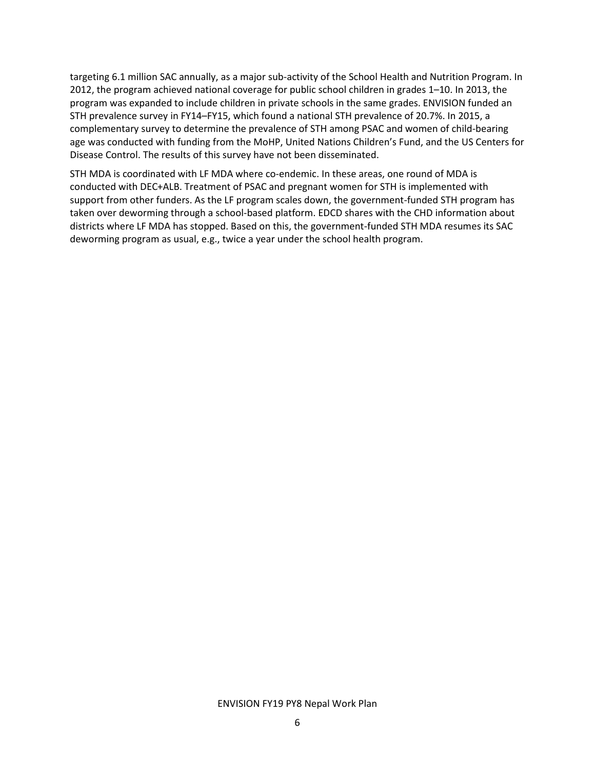targeting 6.1 million SAC annually, as a major sub-activity of the School Health and Nutrition Program. In 2012, the program achieved national coverage for public school children in grades 1–10. In 2013, the program was expanded to include children in private schools in the same grades. ENVISION funded an STH prevalence survey in FY14–FY15, which found a national STH prevalence of 20.7%. In 2015, a complementary survey to determine the prevalence of STH among PSAC and women of child-bearing age was conducted with funding from the MoHP, United Nations Children's Fund, and the US Centers for Disease Control. The results of this survey have not been disseminated.

STH MDA is coordinated with LF MDA where co-endemic. In these areas, one round of MDA is conducted with DEC+ALB. Treatment of PSAC and pregnant women for STH is implemented with support from other funders. As the LF program scales down, the government-funded STH program has taken over deworming through a school-based platform. EDCD shares with the CHD information about districts where LF MDA has stopped. Based on this, the government-funded STH MDA resumes its SAC deworming program as usual, e.g., twice a year under the school health program.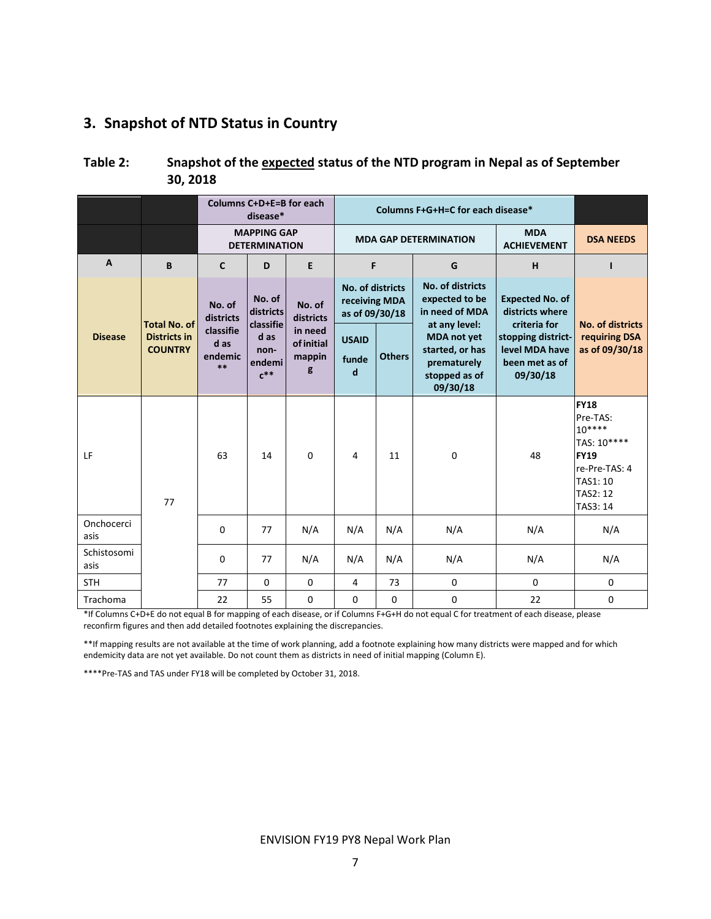## 3. Snapshot of NTD Status in Country

**Table 2: Snapshot of the expected status of the NTD program in Nepal as of September 30, 2018**

| | | Columns C+D+E=B for each disease* | | | Columns F+G+H=C for each disease* | | | | |
|---|---|---|---|---|---|---|---|---|---|
| | | MAPPING GAP DETERMINATION | | | MDA GAP DETERMINATION | | | MDA ACHIEVEMENT | DSA NEEDS |
| A | B | C | D | E | F | | G | H | I |
| Disease | Total No. of Districts in COUNTRY | No. of districts classified as endemic** | No. of districts classified as non-endemic** | No. of districts in need of initial mapping | No. of districts receiving MDA as of 09/30/18 | | No. of districts expected to be in need of MDA at any level: MDA not yet started, or has prematurely stopped as of 09/30/18 | Expected No. of districts where criteria for stopping district-level MDA have been met as of 09/30/18 | No. of districts requiring DSA as of 09/30/18 |
| | | | | | USAID funded | Others | | | |
| LF | 77 | 63 | 14 | 0 | 4 | 11 | 0 | 48 | **FY18** Pre-TAS: 10**** TAS: 10**** **FY19** re-Pre-TAS: 4 TAS1: 10 TAS2: 12 TAS3: 14 |
| Onchocerciasis | | 0 | 77 | N/A | N/A | N/A | N/A | N/A | N/A |
| Schistosomiasis | | 0 | 77 | N/A | N/A | N/A | N/A | N/A | N/A |
| STH | | 77 | 0 | 0 | 4 | 73 | 0 | 0 | 0 |
| Trachoma | | 22 | 55 | 0 | 0 | 0 | 0 | 22 | 0 |

*If Columns C+D+E do not equal B for mapping of each disease, or if Columns F+G+H do not equal C for treatment of each disease, please reconfirm figures and then add detailed footnotes explaining the discrepancies.

**If mapping results are not available at the time of work planning, add a footnote explaining how many districts were mapped and for which endemicity data are not yet available. Do not count them as districts in need of initial mapping (Column E).

****Pre-TAS and TAS under FY18 will be completed by October 31, 2018.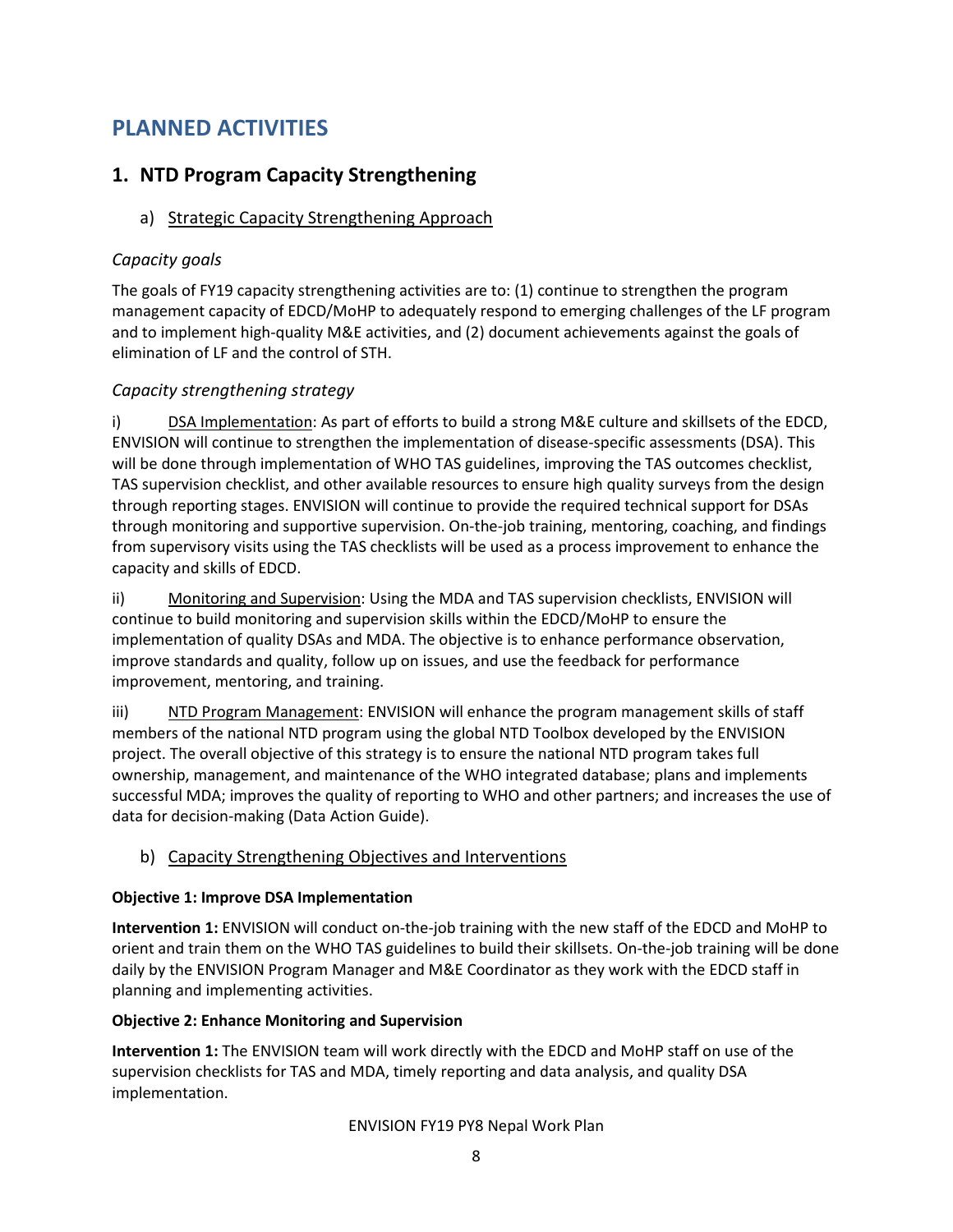# PLANNED ACTIVITIES

## 1. NTD Program Capacity Strengthening

### a) Strategic Capacity Strengthening Approach

*Capacity goals*

The goals of FY19 capacity strengthening activities are to: (1) continue to strengthen the program management capacity of EDCD/MoHP to adequately respond to emerging challenges of the LF program and to implement high-quality M&E activities, and (2) document achievements against the goals of elimination of LF and the control of STH.

*Capacity strengthening strategy*

i) DSA Implementation: As part of efforts to build a strong M&E culture and skillsets of the EDCD, ENVISION will continue to strengthen the implementation of disease-specific assessments (DSA). This will be done through implementation of WHO TAS guidelines, improving the TAS outcomes checklist, TAS supervision checklist, and other available resources to ensure high quality surveys from the design through reporting stages. ENVISION will continue to provide the required technical support for DSAs through monitoring and supportive supervision. On-the-job training, mentoring, coaching, and findings from supervisory visits using the TAS checklists will be used as a process improvement to enhance the capacity and skills of EDCD.

ii) Monitoring and Supervision: Using the MDA and TAS supervision checklists, ENVISION will continue to build monitoring and supervision skills within the EDCD/MoHP to ensure the implementation of quality DSAs and MDA. The objective is to enhance performance observation, improve standards and quality, follow up on issues, and use the feedback for performance improvement, mentoring, and training.

iii) NTD Program Management: ENVISION will enhance the program management skills of staff members of the national NTD program using the global NTD Toolbox developed by the ENVISION project. The overall objective of this strategy is to ensure the national NTD program takes full ownership, management, and maintenance of the WHO integrated database; plans and implements successful MDA; improves the quality of reporting to WHO and other partners; and increases the use of data for decision-making (Data Action Guide).

### b) Capacity Strengthening Objectives and Interventions

**Objective 1: Improve DSA Implementation**

**Intervention 1:** ENVISION will conduct on-the-job training with the new staff of the EDCD and MoHP to orient and train them on the WHO TAS guidelines to build their skillsets. On-the-job training will be done daily by the ENVISION Program Manager and M&E Coordinator as they work with the EDCD staff in planning and implementing activities.

**Objective 2: Enhance Monitoring and Supervision**

**Intervention 1:** The ENVISION team will work directly with the EDCD and MoHP staff on use of the supervision checklists for TAS and MDA, timely reporting and data analysis, and quality DSA implementation.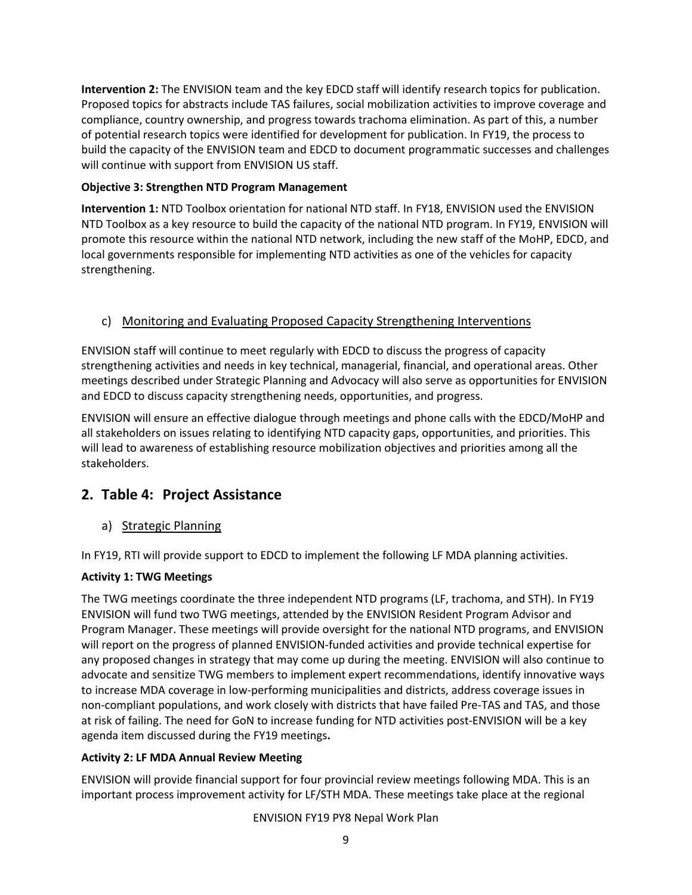**Intervention 2:** The ENVISION team and the key EDCD staff will identify research topics for publication. Proposed topics for abstracts include TAS failures, social mobilization activities to improve coverage and compliance, country ownership, and progress towards trachoma elimination. As part of this, a number of potential research topics were identified for development for publication. In FY19, the process to build the capacity of the ENVISION team and EDCD to document programmatic successes and challenges will continue with support from ENVISION US staff.

**Objective 3: Strengthen NTD Program Management**

**Intervention 1:** NTD Toolbox orientation for national NTD staff. In FY18, ENVISION used the ENVISION NTD Toolbox as a key resource to build the capacity of the national NTD program. In FY19, ENVISION will promote this resource within the national NTD network, including the new staff of the MoHP, EDCD, and local governments responsible for implementing NTD activities as one of the vehicles for capacity strengthening.

### c) Monitoring and Evaluating Proposed Capacity Strengthening Interventions

ENVISION staff will continue to meet regularly with EDCD to discuss the progress of capacity strengthening activities and needs in key technical, managerial, financial, and operational areas. Other meetings described under Strategic Planning and Advocacy will also serve as opportunities for ENVISION and EDCD to discuss capacity strengthening needs, opportunities, and progress.

ENVISION will ensure an effective dialogue through meetings and phone calls with the EDCD/MoHP and all stakeholders on issues relating to identifying NTD capacity gaps, opportunities, and priorities. This will lead to awareness of establishing resource mobilization objectives and priorities among all the stakeholders.

## 2. Table 4: Project Assistance

### a) Strategic Planning

In FY19, RTI will provide support to EDCD to implement the following LF MDA planning activities.

**Activity 1: TWG Meetings**

The TWG meetings coordinate the three independent NTD programs (LF, trachoma, and STH). In FY19 ENVISION will fund two TWG meetings, attended by the ENVISION Resident Program Advisor and Program Manager. These meetings will provide oversight for the national NTD programs, and ENVISION will report on the progress of planned ENVISION-funded activities and provide technical expertise for any proposed changes in strategy that may come up during the meeting. ENVISION will also continue to advocate and sensitize TWG members to implement expert recommendations, identify innovative ways to increase MDA coverage in low-performing municipalities and districts, address coverage issues in non-compliant populations, and work closely with districts that have failed Pre-TAS and TAS, and those at risk of failing. The need for GoN to increase funding for NTD activities post-ENVISION will be a key agenda item discussed during the FY19 meetings**.**

**Activity 2: LF MDA Annual Review Meeting**

ENVISION will provide financial support for four provincial review meetings following MDA. This is an important process improvement activity for LF/STH MDA. These meetings take place at the regional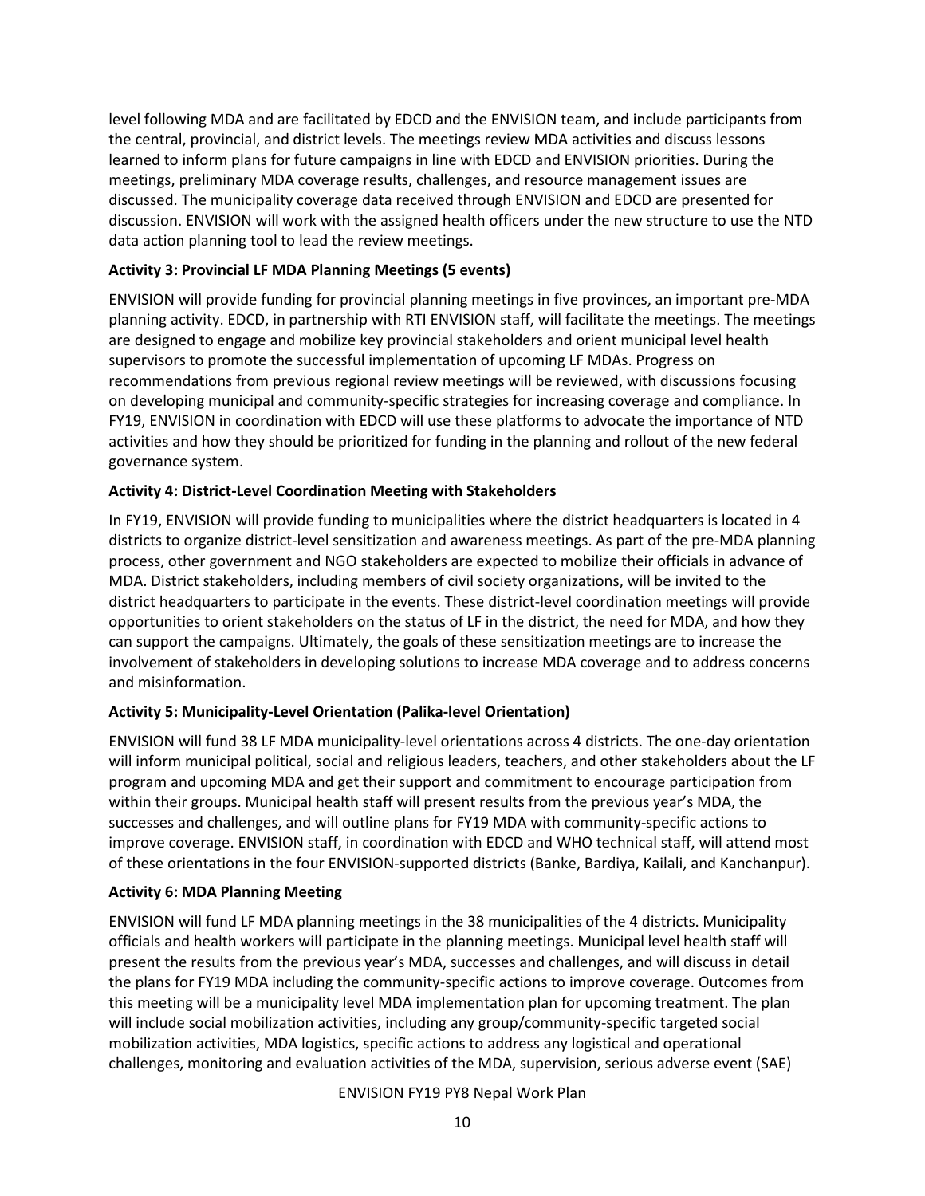level following MDA and are facilitated by EDCD and the ENVISION team, and include participants from the central, provincial, and district levels. The meetings review MDA activities and discuss lessons learned to inform plans for future campaigns in line with EDCD and ENVISION priorities. During the meetings, preliminary MDA coverage results, challenges, and resource management issues are discussed. The municipality coverage data received through ENVISION and EDCD are presented for discussion. ENVISION will work with the assigned health officers under the new structure to use the NTD data action planning tool to lead the review meetings.

**Activity 3: Provincial LF MDA Planning Meetings (5 events)**

ENVISION will provide funding for provincial planning meetings in five provinces, an important pre-MDA planning activity. EDCD, in partnership with RTI ENVISION staff, will facilitate the meetings. The meetings are designed to engage and mobilize key provincial stakeholders and orient municipal level health supervisors to promote the successful implementation of upcoming LF MDAs. Progress on recommendations from previous regional review meetings will be reviewed, with discussions focusing on developing municipal and community-specific strategies for increasing coverage and compliance. In FY19, ENVISION in coordination with EDCD will use these platforms to advocate the importance of NTD activities and how they should be prioritized for funding in the planning and rollout of the new federal governance system.

**Activity 4: District-Level Coordination Meeting with Stakeholders**

In FY19, ENVISION will provide funding to municipalities where the district headquarters is located in 4 districts to organize district-level sensitization and awareness meetings. As part of the pre-MDA planning process, other government and NGO stakeholders are expected to mobilize their officials in advance of MDA. District stakeholders, including members of civil society organizations, will be invited to the district headquarters to participate in the events. These district-level coordination meetings will provide opportunities to orient stakeholders on the status of LF in the district, the need for MDA, and how they can support the campaigns. Ultimately, the goals of these sensitization meetings are to increase the involvement of stakeholders in developing solutions to increase MDA coverage and to address concerns and misinformation.

**Activity 5: Municipality-Level Orientation (Palika-level Orientation)**

ENVISION will fund 38 LF MDA municipality-level orientations across 4 districts. The one-day orientation will inform municipal political, social and religious leaders, teachers, and other stakeholders about the LF program and upcoming MDA and get their support and commitment to encourage participation from within their groups. Municipal health staff will present results from the previous year's MDA, the successes and challenges, and will outline plans for FY19 MDA with community-specific actions to improve coverage. ENVISION staff, in coordination with EDCD and WHO technical staff, will attend most of these orientations in the four ENVISION-supported districts (Banke, Bardiya, Kailali, and Kanchanpur).

**Activity 6: MDA Planning Meeting**

ENVISION will fund LF MDA planning meetings in the 38 municipalities of the 4 districts. Municipality officials and health workers will participate in the planning meetings. Municipal level health staff will present the results from the previous year's MDA, successes and challenges, and will discuss in detail the plans for FY19 MDA including the community-specific actions to improve coverage. Outcomes from this meeting will be a municipality level MDA implementation plan for upcoming treatment. The plan will include social mobilization activities, including any group/community-specific targeted social mobilization activities, MDA logistics, specific actions to address any logistical and operational challenges, monitoring and evaluation activities of the MDA, supervision, serious adverse event (SAE)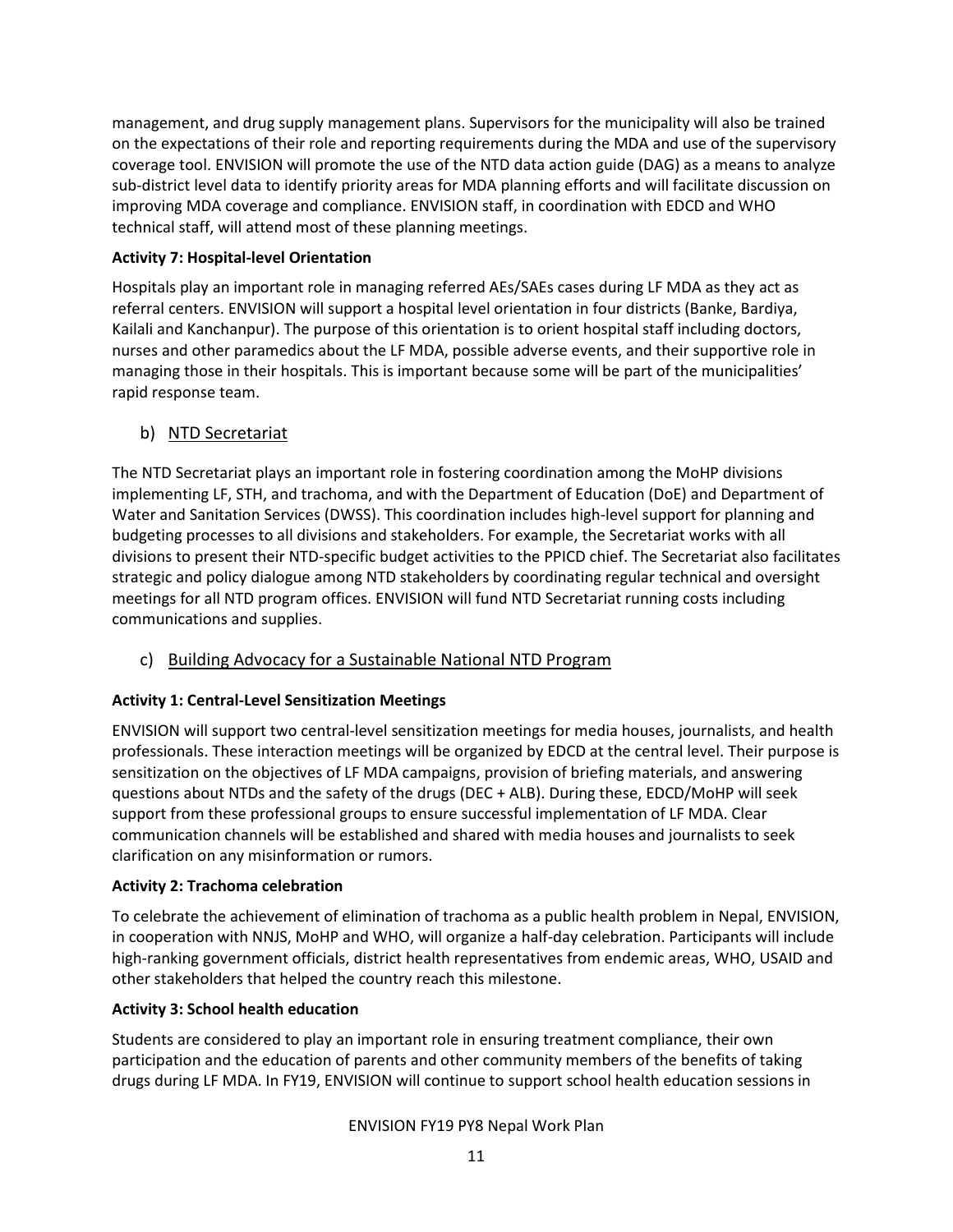management, and drug supply management plans. Supervisors for the municipality will also be trained on the expectations of their role and reporting requirements during the MDA and use of the supervisory coverage tool. ENVISION will promote the use of the NTD data action guide (DAG) as a means to analyze sub-district level data to identify priority areas for MDA planning efforts and will facilitate discussion on improving MDA coverage and compliance. ENVISION staff, in coordination with EDCD and WHO technical staff, will attend most of these planning meetings.

**Activity 7: Hospital-level Orientation**

Hospitals play an important role in managing referred AEs/SAEs cases during LF MDA as they act as referral centers. ENVISION will support a hospital level orientation in four districts (Banke, Bardiya, Kailali and Kanchanpur). The purpose of this orientation is to orient hospital staff including doctors, nurses and other paramedics about the LF MDA, possible adverse events, and their supportive role in managing those in their hospitals. This is important because some will be part of the municipalities' rapid response team.

### b) NTD Secretariat

The NTD Secretariat plays an important role in fostering coordination among the MoHP divisions implementing LF, STH, and trachoma, and with the Department of Education (DoE) and Department of Water and Sanitation Services (DWSS). This coordination includes high-level support for planning and budgeting processes to all divisions and stakeholders. For example, the Secretariat works with all divisions to present their NTD-specific budget activities to the PPICD chief. The Secretariat also facilitates strategic and policy dialogue among NTD stakeholders by coordinating regular technical and oversight meetings for all NTD program offices. ENVISION will fund NTD Secretariat running costs including communications and supplies.

### c) Building Advocacy for a Sustainable National NTD Program

**Activity 1: Central-Level Sensitization Meetings**

ENVISION will support two central-level sensitization meetings for media houses, journalists, and health professionals. These interaction meetings will be organized by EDCD at the central level. Their purpose is sensitization on the objectives of LF MDA campaigns, provision of briefing materials, and answering questions about NTDs and the safety of the drugs (DEC + ALB). During these, EDCD/MoHP will seek support from these professional groups to ensure successful implementation of LF MDA. Clear communication channels will be established and shared with media houses and journalists to seek clarification on any misinformation or rumors.

**Activity 2: Trachoma celebration**

To celebrate the achievement of elimination of trachoma as a public health problem in Nepal, ENVISION, in cooperation with NNJS, MoHP and WHO, will organize a half-day celebration. Participants will include high-ranking government officials, district health representatives from endemic areas, WHO, USAID and other stakeholders that helped the country reach this milestone.

**Activity 3: School health education**

Students are considered to play an important role in ensuring treatment compliance, their own participation and the education of parents and other community members of the benefits of taking drugs during LF MDA. In FY19, ENVISION will continue to support school health education sessions in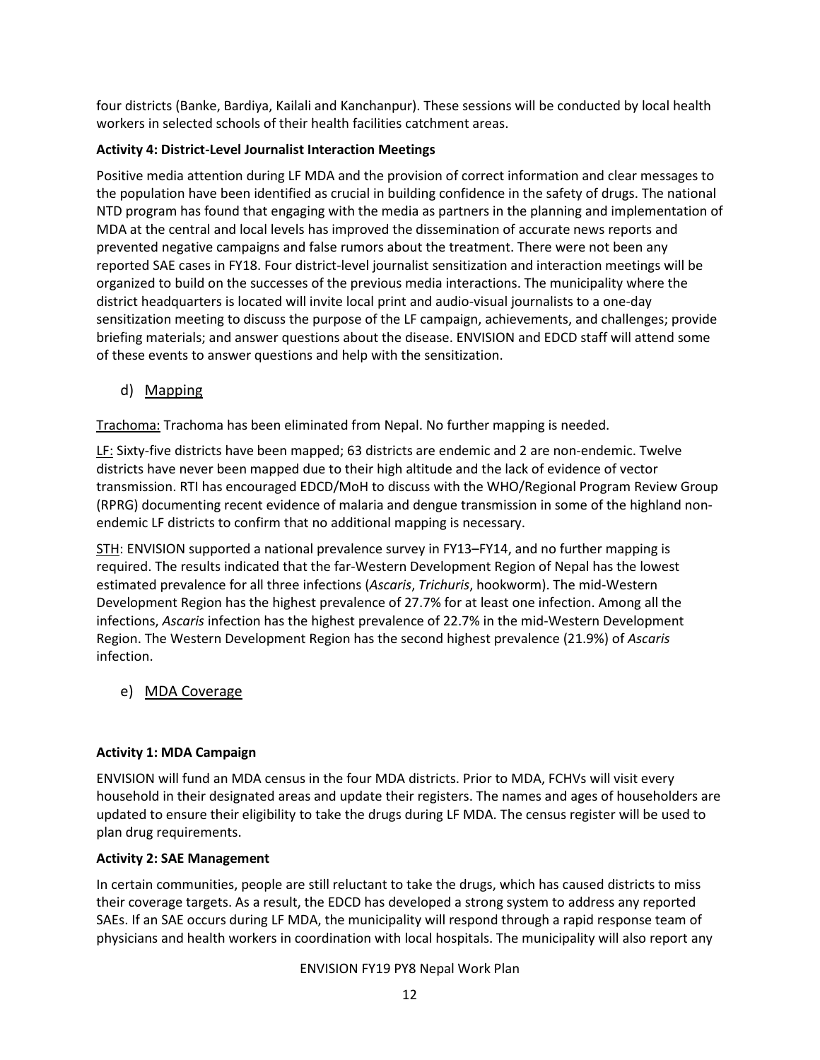four districts (Banke, Bardiya, Kailali and Kanchanpur). These sessions will be conducted by local health workers in selected schools of their health facilities catchment areas.

**Activity 4: District-Level Journalist Interaction Meetings**

Positive media attention during LF MDA and the provision of correct information and clear messages to the population have been identified as crucial in building confidence in the safety of drugs. The national NTD program has found that engaging with the media as partners in the planning and implementation of MDA at the central and local levels has improved the dissemination of accurate news reports and prevented negative campaigns and false rumors about the treatment. There were not been any reported SAE cases in FY18. Four district-level journalist sensitization and interaction meetings will be organized to build on the successes of the previous media interactions. The municipality where the district headquarters is located will invite local print and audio-visual journalists to a one-day sensitization meeting to discuss the purpose of the LF campaign, achievements, and challenges; provide briefing materials; and answer questions about the disease. ENVISION and EDCD staff will attend some of these events to answer questions and help with the sensitization.

### d) Mapping

Trachoma: Trachoma has been eliminated from Nepal. No further mapping is needed.

LF: Sixty-five districts have been mapped; 63 districts are endemic and 2 are non-endemic. Twelve districts have never been mapped due to their high altitude and the lack of evidence of vector transmission. RTI has encouraged EDCD/MoH to discuss with the WHO/Regional Program Review Group (RPRG) documenting recent evidence of malaria and dengue transmission in some of the highland non-endemic LF districts to confirm that no additional mapping is necessary.

STH: ENVISION supported a national prevalence survey in FY13–FY14, and no further mapping is required. The results indicated that the far-Western Development Region of Nepal has the lowest estimated prevalence for all three infections (*Ascaris*, *Trichuris*, hookworm). The mid-Western Development Region has the highest prevalence of 27.7% for at least one infection. Among all the infections, *Ascaris* infection has the highest prevalence of 22.7% in the mid-Western Development Region. The Western Development Region has the second highest prevalence (21.9%) of *Ascaris* infection.

### e) MDA Coverage

**Activity 1: MDA Campaign**

ENVISION will fund an MDA census in the four MDA districts. Prior to MDA, FCHVs will visit every household in their designated areas and update their registers. The names and ages of householders are updated to ensure their eligibility to take the drugs during LF MDA. The census register will be used to plan drug requirements.

**Activity 2: SAE Management**

In certain communities, people are still reluctant to take the drugs, which has caused districts to miss their coverage targets. As a result, the EDCD has developed a strong system to address any reported SAEs. If an SAE occurs during LF MDA, the municipality will respond through a rapid response team of physicians and health workers in coordination with local hospitals. The municipality will also report any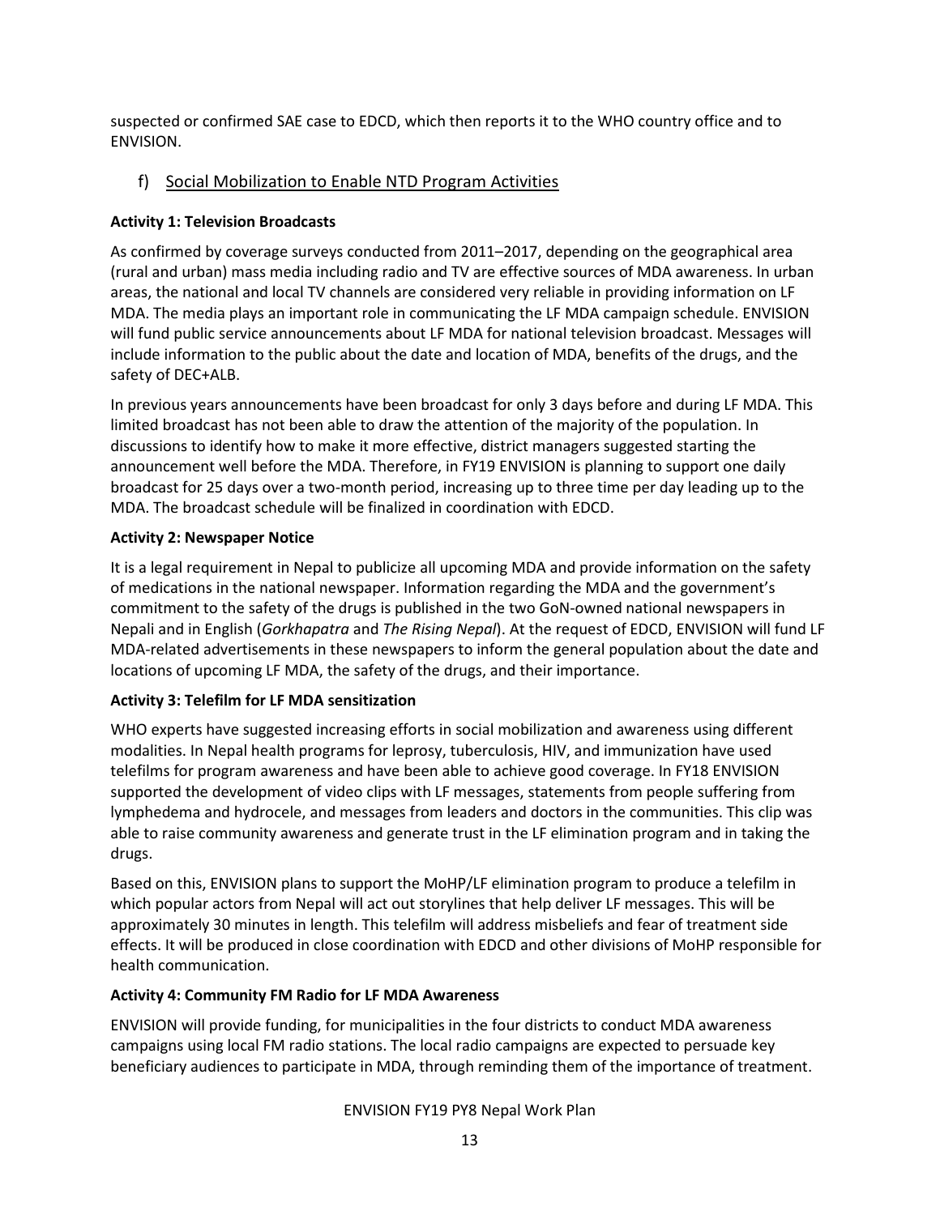suspected or confirmed SAE case to EDCD, which then reports it to the WHO country office and to ENVISION.

### f) Social Mobilization to Enable NTD Program Activities

**Activity 1: Television Broadcasts**

As confirmed by coverage surveys conducted from 2011–2017, depending on the geographical area (rural and urban) mass media including radio and TV are effective sources of MDA awareness. In urban areas, the national and local TV channels are considered very reliable in providing information on LF MDA. The media plays an important role in communicating the LF MDA campaign schedule. ENVISION will fund public service announcements about LF MDA for national television broadcast. Messages will include information to the public about the date and location of MDA, benefits of the drugs, and the safety of DEC+ALB.

In previous years announcements have been broadcast for only 3 days before and during LF MDA. This limited broadcast has not been able to draw the attention of the majority of the population. In discussions to identify how to make it more effective, district managers suggested starting the announcement well before the MDA. Therefore, in FY19 ENVISION is planning to support one daily broadcast for 25 days over a two-month period, increasing up to three time per day leading up to the MDA. The broadcast schedule will be finalized in coordination with EDCD.

**Activity 2: Newspaper Notice**

It is a legal requirement in Nepal to publicize all upcoming MDA and provide information on the safety of medications in the national newspaper. Information regarding the MDA and the government's commitment to the safety of the drugs is published in the two GoN-owned national newspapers in Nepali and in English (*Gorkhapatra* and *The Rising Nepal*). At the request of EDCD, ENVISION will fund LF MDA-related advertisements in these newspapers to inform the general population about the date and locations of upcoming LF MDA, the safety of the drugs, and their importance.

**Activity 3: Telefilm for LF MDA sensitization**

WHO experts have suggested increasing efforts in social mobilization and awareness using different modalities. In Nepal health programs for leprosy, tuberculosis, HIV, and immunization have used telefilms for program awareness and have been able to achieve good coverage. In FY18 ENVISION supported the development of video clips with LF messages, statements from people suffering from lymphedema and hydrocele, and messages from leaders and doctors in the communities. This clip was able to raise community awareness and generate trust in the LF elimination program and in taking the drugs.

Based on this, ENVISION plans to support the MoHP/LF elimination program to produce a telefilm in which popular actors from Nepal will act out storylines that help deliver LF messages. This will be approximately 30 minutes in length. This telefilm will address misbeliefs and fear of treatment side effects. It will be produced in close coordination with EDCD and other divisions of MoHP responsible for health communication.

**Activity 4: Community FM Radio for LF MDA Awareness**

ENVISION will provide funding, for municipalities in the four districts to conduct MDA awareness campaigns using local FM radio stations. The local radio campaigns are expected to persuade key beneficiary audiences to participate in MDA, through reminding them of the importance of treatment.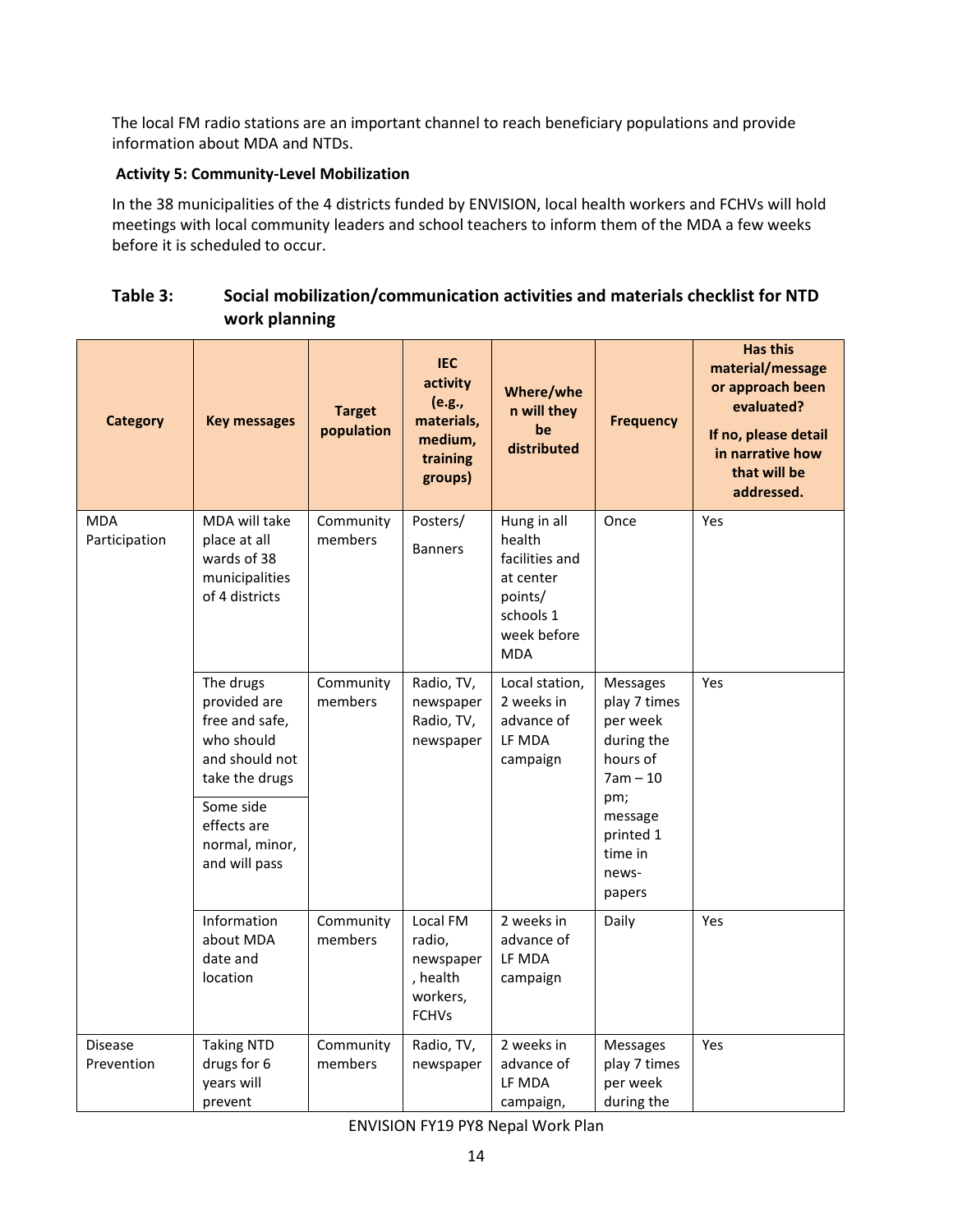The local FM radio stations are an important channel to reach beneficiary populations and provide information about MDA and NTDs.

**Activity 5: Community-Level Mobilization**

In the 38 municipalities of the 4 districts funded by ENVISION, local health workers and FCHVs will hold meetings with local community leaders and school teachers to inform them of the MDA a few weeks before it is scheduled to occur.

**Table 3: Social mobilization/communication activities and materials checklist for NTD work planning**

| Category | Key messages | Target population | IEC activity (e.g., materials, medium, training groups) | Where/when will they be distributed | Frequency | Has this material/message or approach been evaluated? If no, please detail in narrative how that will be addressed. |
|---|---|---|---|---|---|---|
| MDA Participation | MDA will take place at all wards of 38 municipalities of 4 districts | Community members | Posters/ Banners | Hung in all health facilities and at center points/ schools 1 week before MDA | Once | Yes |
| | The drugs provided are free and safe, who should and should not take the drugs | Community members | Radio, TV, newspaper Radio, TV, newspaper | Local station, 2 weeks in advance of LF MDA campaign | Messages play 7 times per week during the hours of 7am – 10 pm; message printed 1 time in news-papers | Yes |
| | Some side effects are normal, minor, and will pass | | | | | |
| | Information about MDA date and location | Community members | Local FM radio, newspaper, health workers, FCHVs | 2 weeks in advance of LF MDA campaign | Daily | Yes |
| Disease Prevention | Taking NTD drugs for 6 years will prevent | Community members | Radio, TV, newspaper | 2 weeks in advance of LF MDA campaign, | Messages play 7 times per week during the | Yes |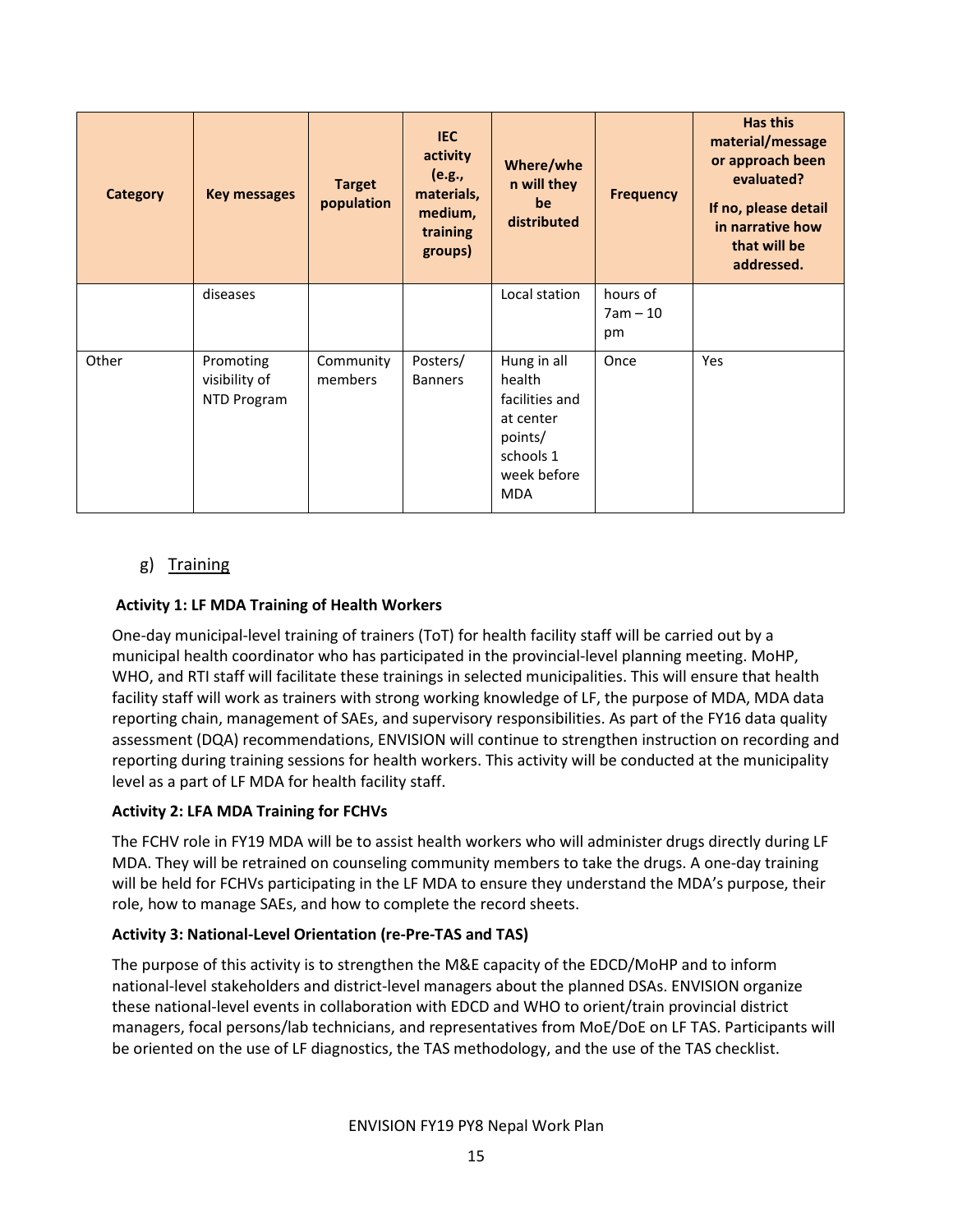| Category | Key messages | Target population | IEC activity (e.g., materials, medium, training groups) | Where/when will they be distributed | Frequency | Has this material/message or approach been evaluated? If no, please detail in narrative how that will be addressed. |
|---|---|---|---|---|---|---|
| | diseases | | | Local station | hours of 7am – 10 pm | |
| Other | Promoting visibility of NTD Program | Community members | Posters/ Banners | Hung in all health facilities and at center points/ schools 1 week before MDA | Once | Yes |

## g) Training

**Activity 1: LF MDA Training of Health Workers**

One-day municipal-level training of trainers (ToT) for health facility staff will be carried out by a municipal health coordinator who has participated in the provincial-level planning meeting. MoHP, WHO, and RTI staff will facilitate these trainings in selected municipalities. This will ensure that health facility staff will work as trainers with strong working knowledge of LF, the purpose of MDA, MDA data reporting chain, management of SAEs, and supervisory responsibilities. As part of the FY16 data quality assessment (DQA) recommendations, ENVISION will continue to strengthen instruction on recording and reporting during training sessions for health workers. This activity will be conducted at the municipality level as a part of LF MDA for health facility staff.

**Activity 2: LFA MDA Training for FCHVs**

The FCHV role in FY19 MDA will be to assist health workers who will administer drugs directly during LF MDA. They will be retrained on counseling community members to take the drugs. A one-day training will be held for FCHVs participating in the LF MDA to ensure they understand the MDA's purpose, their role, how to manage SAEs, and how to complete the record sheets.

**Activity 3: National-Level Orientation (re-Pre-TAS and TAS)**

The purpose of this activity is to strengthen the M&E capacity of the EDCD/MoHP and to inform national-level stakeholders and district-level managers about the planned DSAs. ENVISION organize these national-level events in collaboration with EDCD and WHO to orient/train provincial district managers, focal persons/lab technicians, and representatives from MoE/DoE on LF TAS. Participants will be oriented on the use of LF diagnostics, the TAS methodology, and the use of the TAS checklist.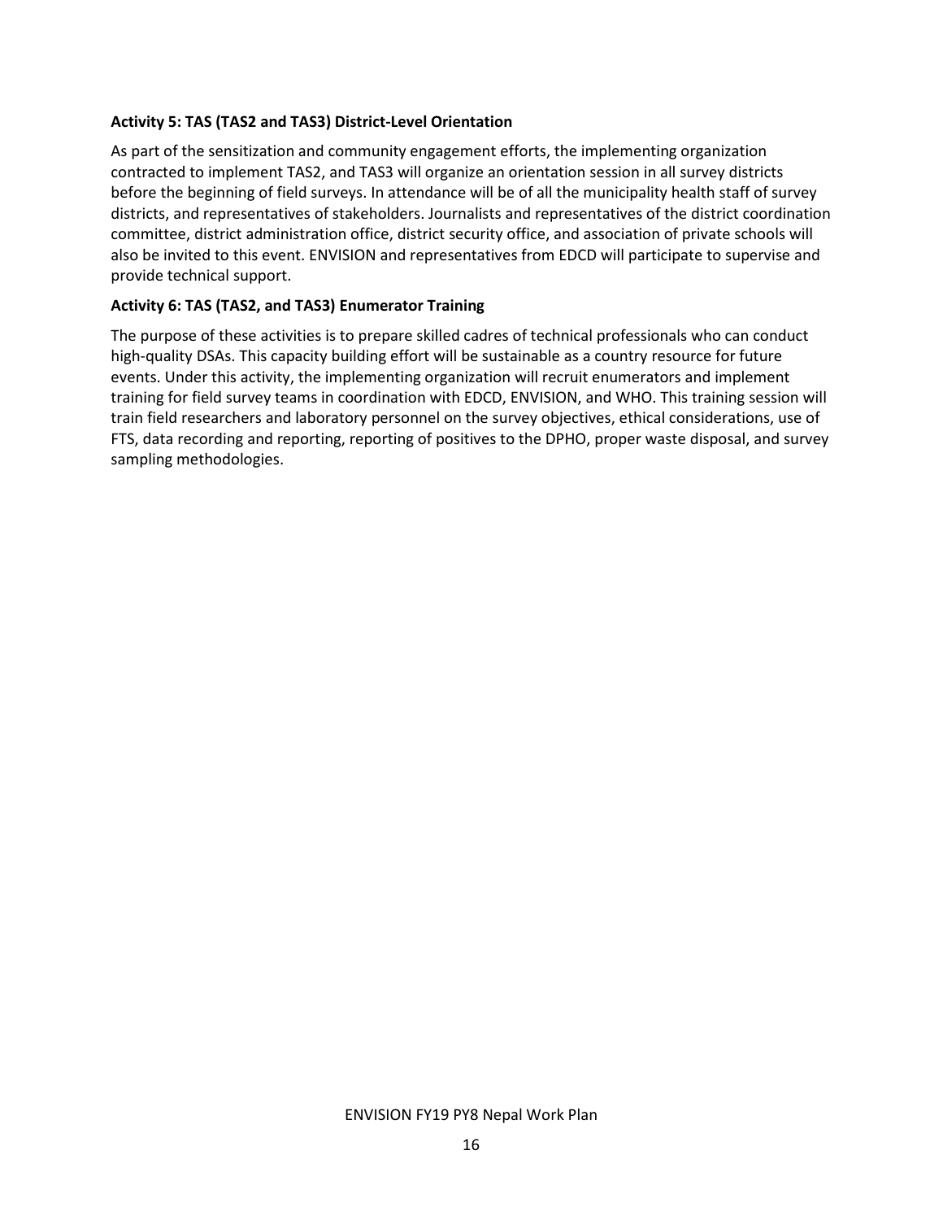**Activity 5: TAS (TAS2 and TAS3) District-Level Orientation**

As part of the sensitization and community engagement efforts, the implementing organization contracted to implement TAS2, and TAS3 will organize an orientation session in all survey districts before the beginning of field surveys. In attendance will be of all the municipality health staff of survey districts, and representatives of stakeholders. Journalists and representatives of the district coordination committee, district administration office, district security office, and association of private schools will also be invited to this event. ENVISION and representatives from EDCD will participate to supervise and provide technical support.

**Activity 6: TAS (TAS2, and TAS3) Enumerator Training**

The purpose of these activities is to prepare skilled cadres of technical professionals who can conduct high-quality DSAs. This capacity building effort will be sustainable as a country resource for future events. Under this activity, the implementing organization will recruit enumerators and implement training for field survey teams in coordination with EDCD, ENVISION, and WHO. This training session will train field researchers and laboratory personnel on the survey objectives, ethical considerations, use of FTS, data recording and reporting, reporting of positives to the DPHO, proper waste disposal, and survey sampling methodologies.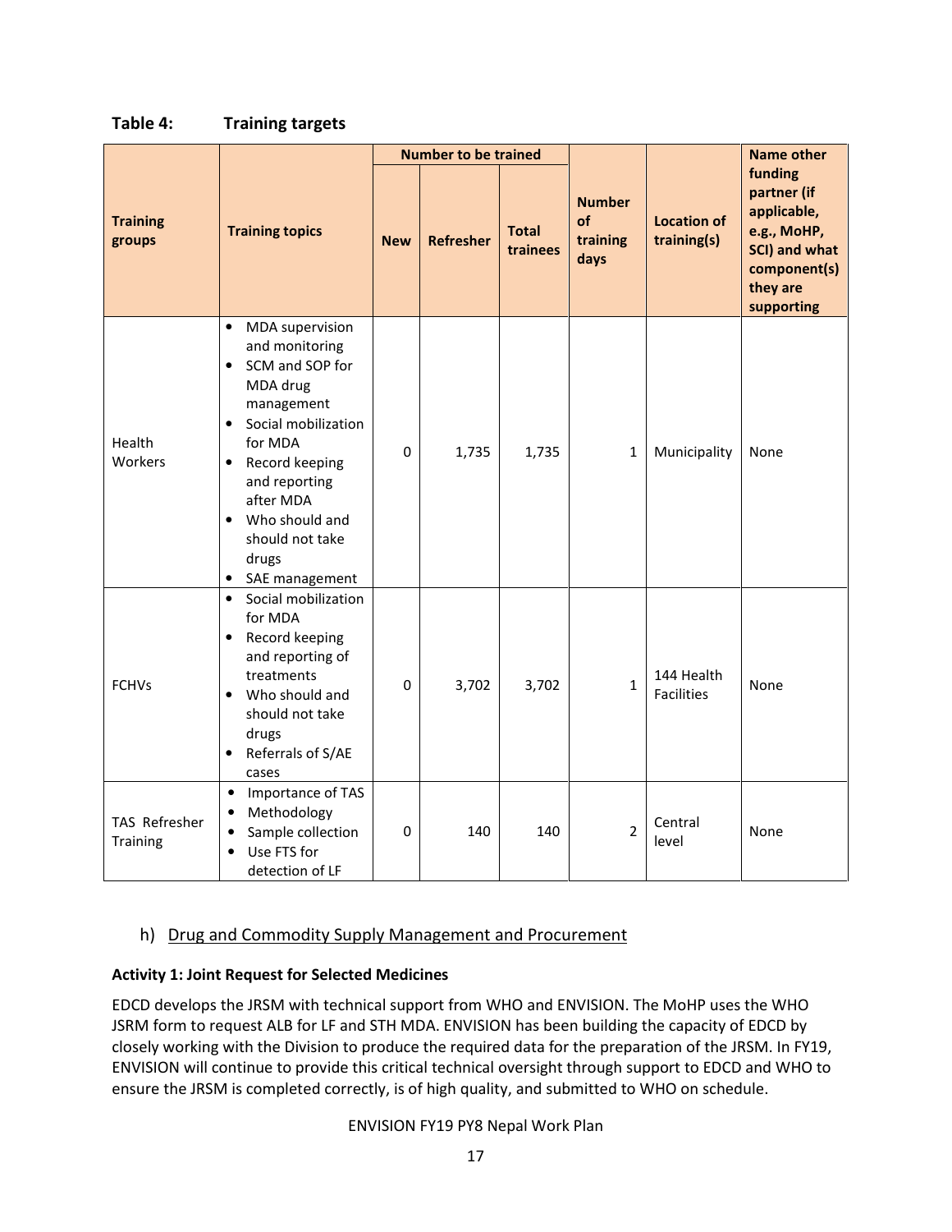**Table 4: Training targets**

| Training groups | Training topics | Number to be trained | | | Number of training days | Location of training(s) | Name other funding partner (if applicable, e.g., MoHP, SCI) and what component(s) they are supporting |
|---|---|---|---|---|---|---|---|
| | | New | Refresher | Total trainees | | | |
| Health Workers | • MDA supervision and monitoring<br>• SCM and SOP for MDA drug management<br>• Social mobilization for MDA<br>• Record keeping and reporting after MDA<br>• Who should and should not take drugs<br>• SAE management | 0 | 1,735 | 1,735 | 1 | Municipality | None |
| FCHVs | • Social mobilization for MDA<br>• Record keeping and reporting of treatments<br>• Who should and should not take drugs<br>• Referrals of S/AE cases | 0 | 3,702 | 3,702 | 1 | 144 Health Facilities | None |
| TAS Refresher Training | • Importance of TAS<br>• Methodology<br>• Sample collection<br>• Use FTS for detection of LF | 0 | 140 | 140 | 2 | Central level | None |

## h) Drug and Commodity Supply Management and Procurement

**Activity 1: Joint Request for Selected Medicines**

EDCD develops the JRSM with technical support from WHO and ENVISION. The MoHP uses the WHO JSRM form to request ALB for LF and STH MDA. ENVISION has been building the capacity of EDCD by closely working with the Division to produce the required data for the preparation of the JRSM. In FY19, ENVISION will continue to provide this critical technical oversight through support to EDCD and WHO to ensure the JRSM is completed correctly, is of high quality, and submitted to WHO on schedule.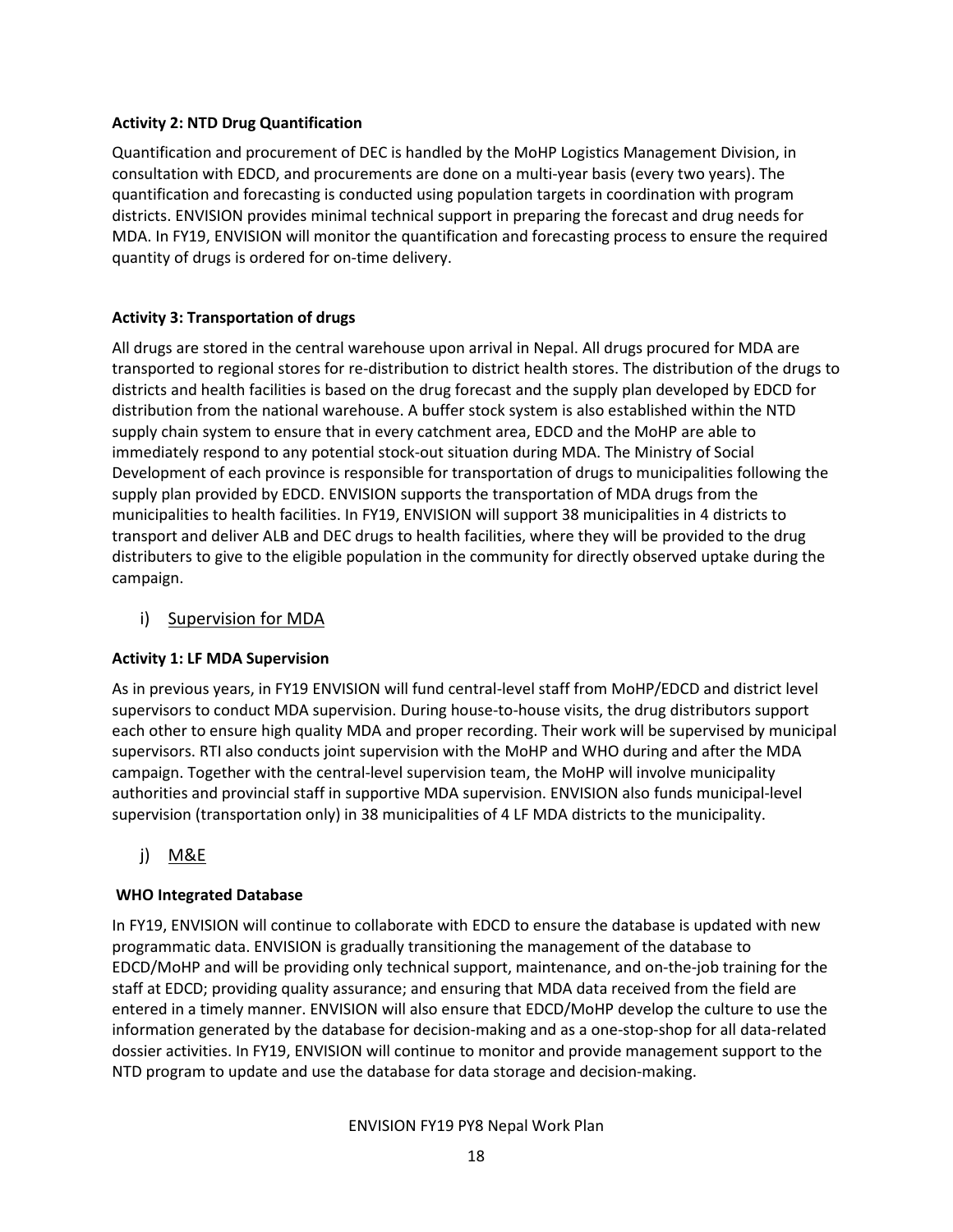**Activity 2: NTD Drug Quantification**

Quantification and procurement of DEC is handled by the MoHP Logistics Management Division, in consultation with EDCD, and procurements are done on a multi-year basis (every two years). The quantification and forecasting is conducted using population targets in coordination with program districts. ENVISION provides minimal technical support in preparing the forecast and drug needs for MDA. In FY19, ENVISION will monitor the quantification and forecasting process to ensure the required quantity of drugs is ordered for on-time delivery.

**Activity 3: Transportation of drugs**

All drugs are stored in the central warehouse upon arrival in Nepal. All drugs procured for MDA are transported to regional stores for re-distribution to district health stores. The distribution of the drugs to districts and health facilities is based on the drug forecast and the supply plan developed by EDCD for distribution from the national warehouse. A buffer stock system is also established within the NTD supply chain system to ensure that in every catchment area, EDCD and the MoHP are able to immediately respond to any potential stock-out situation during MDA. The Ministry of Social Development of each province is responsible for transportation of drugs to municipalities following the supply plan provided by EDCD. ENVISION supports the transportation of MDA drugs from the municipalities to health facilities. In FY19, ENVISION will support 38 municipalities in 4 districts to transport and deliver ALB and DEC drugs to health facilities, where they will be provided to the drug distributers to give to the eligible population in the community for directly observed uptake during the campaign.

## i) Supervision for MDA

**Activity 1: LF MDA Supervision**

As in previous years, in FY19 ENVISION will fund central-level staff from MoHP/EDCD and district level supervisors to conduct MDA supervision. During house-to-house visits, the drug distributors support each other to ensure high quality MDA and proper recording. Their work will be supervised by municipal supervisors. RTI also conducts joint supervision with the MoHP and WHO during and after the MDA campaign. Together with the central-level supervision team, the MoHP will involve municipality authorities and provincial staff in supportive MDA supervision. ENVISION also funds municipal-level supervision (transportation only) in 38 municipalities of 4 LF MDA districts to the municipality.

## j) M&E

**WHO Integrated Database**

In FY19, ENVISION will continue to collaborate with EDCD to ensure the database is updated with new programmatic data. ENVISION is gradually transitioning the management of the database to EDCD/MoHP and will be providing only technical support, maintenance, and on-the-job training for the staff at EDCD; providing quality assurance; and ensuring that MDA data received from the field are entered in a timely manner. ENVISION will also ensure that EDCD/MoHP develop the culture to use the information generated by the database for decision-making and as a one-stop-shop for all data-related dossier activities. In FY19, ENVISION will continue to monitor and provide management support to the NTD program to update and use the database for data storage and decision-making.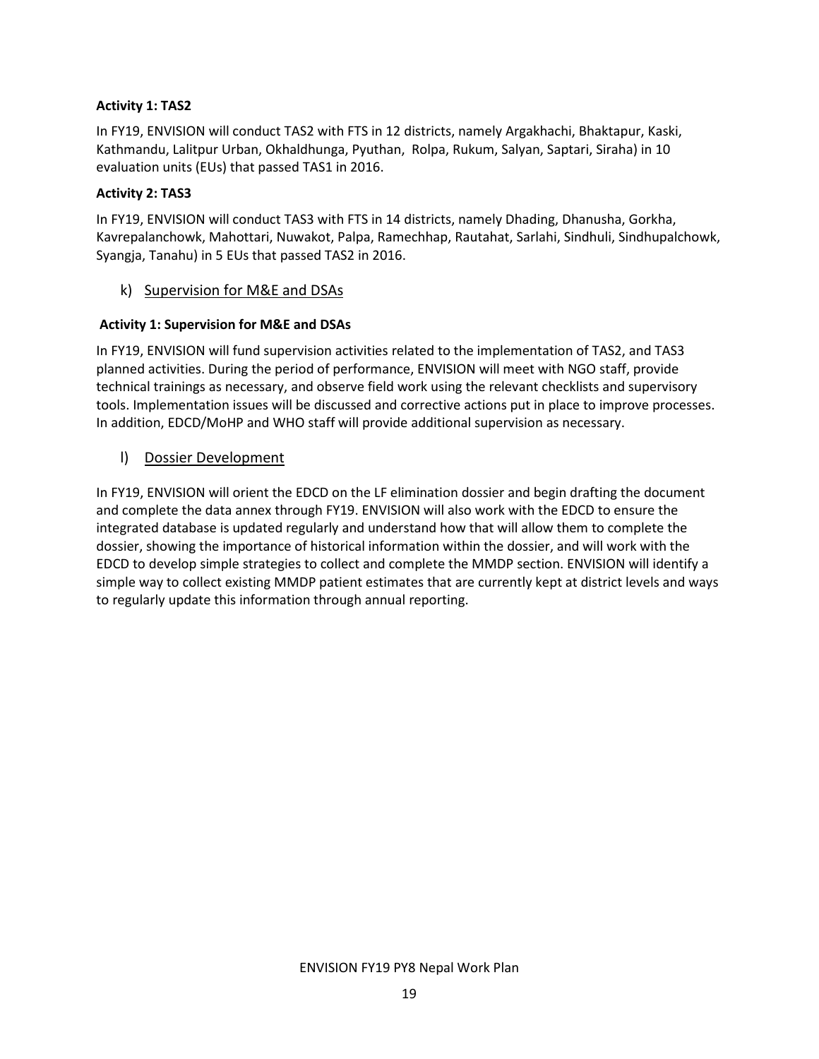**Activity 1: TAS2**

In FY19, ENVISION will conduct TAS2 with FTS in 12 districts, namely Argakhachi, Bhaktapur, Kaski, Kathmandu, Lalitpur Urban, Okhaldhunga, Pyuthan, Rolpa, Rukum, Salyan, Saptari, Siraha) in 10 evaluation units (EUs) that passed TAS1 in 2016.

**Activity 2: TAS3**

In FY19, ENVISION will conduct TAS3 with FTS in 14 districts, namely Dhading, Dhanusha, Gorkha, Kavrepalanchowk, Mahottari, Nuwakot, Palpa, Ramechhap, Rautahat, Sarlahi, Sindhuli, Sindhupalchowk, Syangja, Tanahu) in 5 EUs that passed TAS2 in 2016.

## k) Supervision for M&E and DSAs

**Activity 1: Supervision for M&E and DSAs**

In FY19, ENVISION will fund supervision activities related to the implementation of TAS2, and TAS3 planned activities. During the period of performance, ENVISION will meet with NGO staff, provide technical trainings as necessary, and observe field work using the relevant checklists and supervisory tools. Implementation issues will be discussed and corrective actions put in place to improve processes. In addition, EDCD/MoHP and WHO staff will provide additional supervision as necessary.

## l) Dossier Development

In FY19, ENVISION will orient the EDCD on the LF elimination dossier and begin drafting the document and complete the data annex through FY19. ENVISION will also work with the EDCD to ensure the integrated database is updated regularly and understand how that will allow them to complete the dossier, showing the importance of historical information within the dossier, and will work with the EDCD to develop simple strategies to collect and complete the MMDP section. ENVISION will identify a simple way to collect existing MMDP patient estimates that are currently kept at district levels and ways to regularly update this information through annual reporting.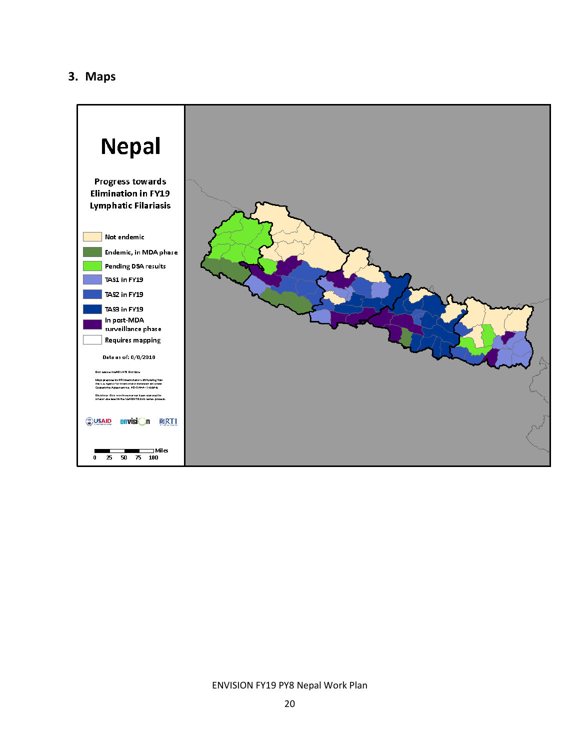## 3. Maps

**Nepal**

**Progress towards Elimination in FY19 Lymphatic Filariasis**

- Not endemic
- Endemic, in MDA phase
- Pending DSA results
- TAS1 in FY19
- TAS2 in FY19
- TAS3 in FY19
- In post-MDA surveillance phase
- Requires mapping

Data as of: 8/8/2018

Miles
0 25 50 75 100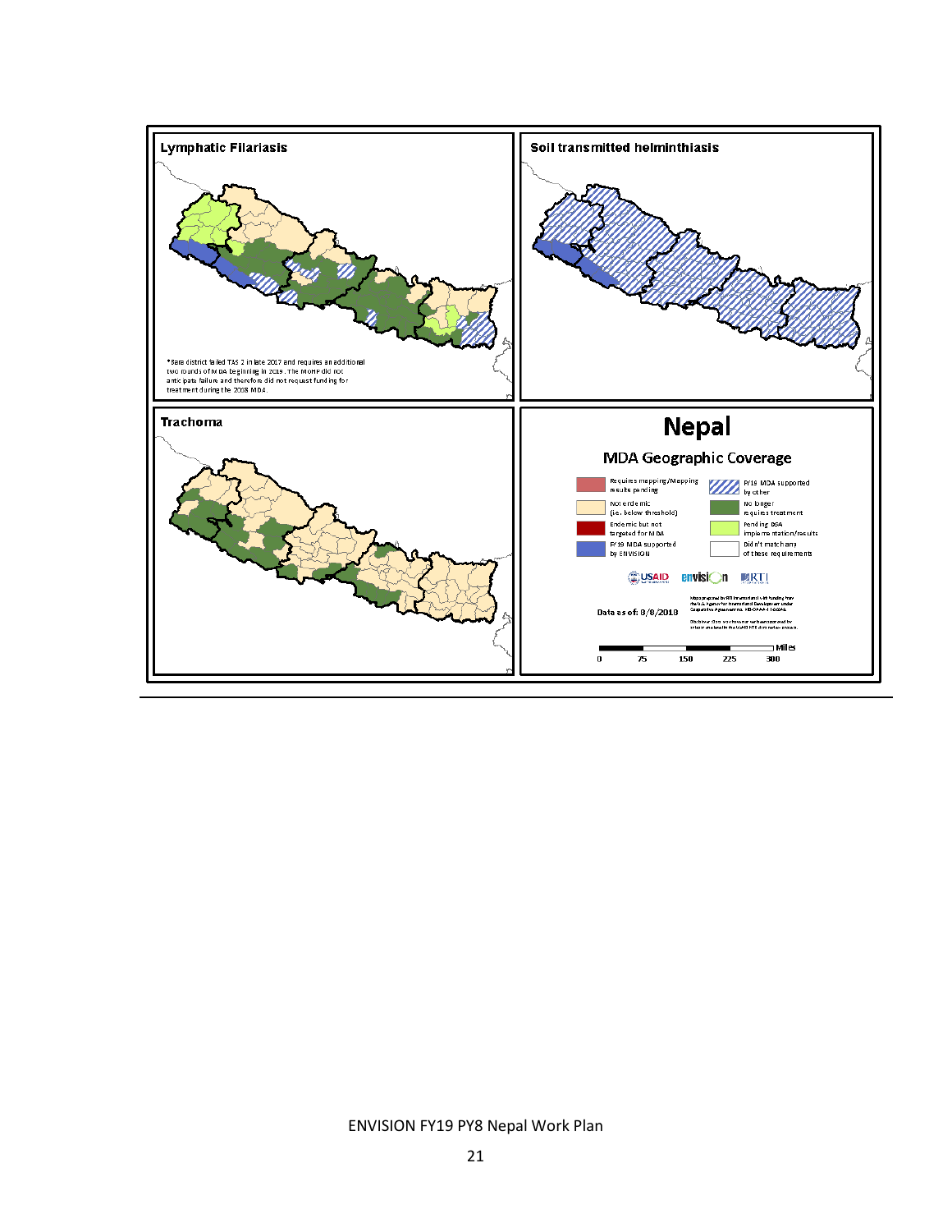## Lymphatic Filariasis

*Bara district failed TAS 2 in late 2017 and requires an additional two rounds of MDA beginning in 2019. The MOHP did not anticipate failure and therefore did not request funding for treatment during the 2018 MDA.

## Soil transmitted helminthiasis

## Trachoma

# Nepal

## MDA Geographic Coverage

| Legend | |
|---|---|
| Requires mapping/Mapping results pending | FY19 MDA supported by other |
| Non endemic (i.e., below threshold) | No longer requires treatment |
| Endemic but not targeted for MDA | Pending DSA implementation/results |
| FY19 MDA supported by ENVISION | Didn't match any of these requirements |

USAID envision RTI

Data as of: 8/8/2018

Maps prepared by RTI International with funding from the U.S. Agency for International Development under Cooperative Agreement No. AID-OAA-A-11-00048.

Disclaimer: Data may have not yet been approved by in-country health and/or USAID NTD data review process.

Miles
0 75 150 225 300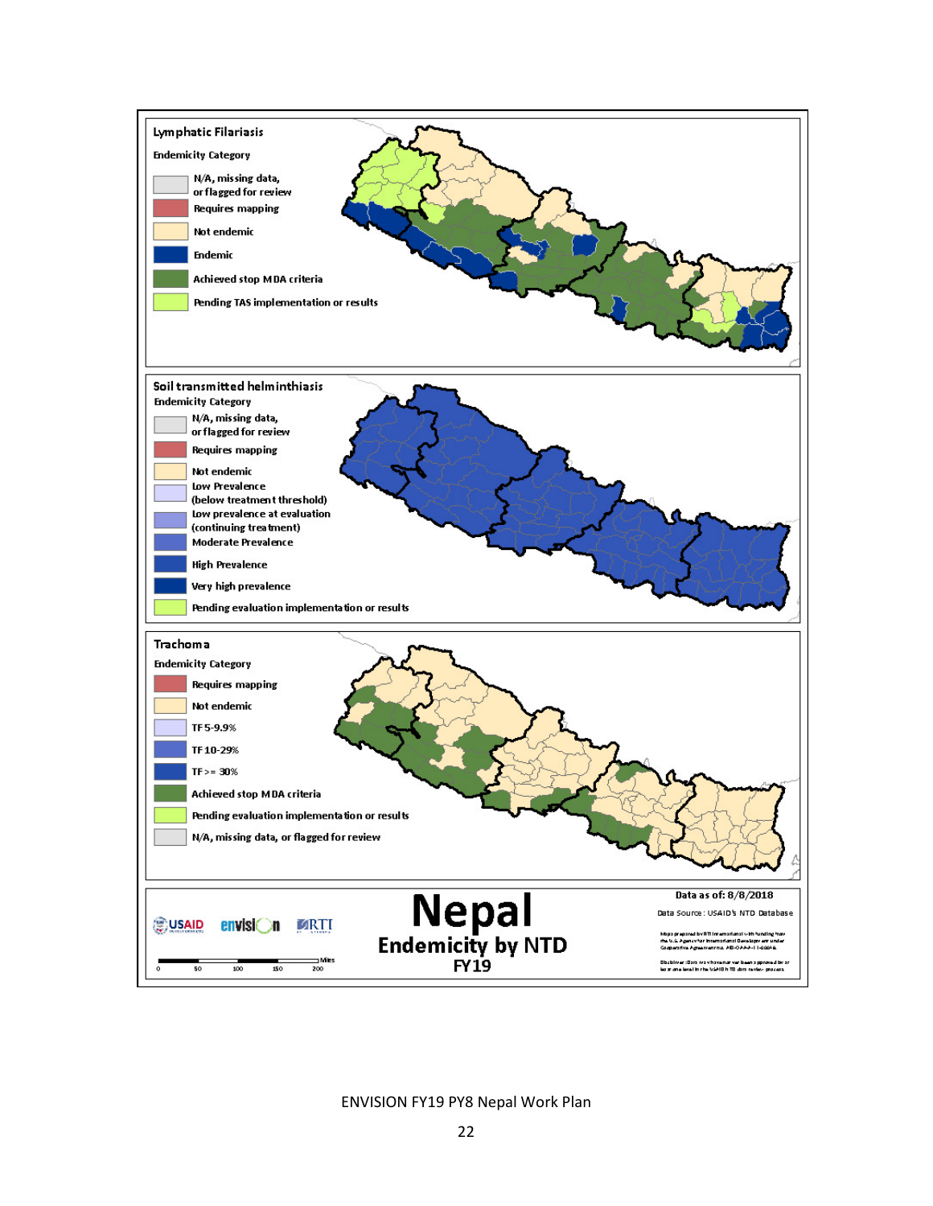## Lymphatic Filariasis

**Endemicity Category**

- N/A, missing data, or flagged for review
- Requires mapping
- Not endemic
- Endemic
- Achieved stop MDA criteria
- Pending TAS implementation or results

## Soil transmitted helminthiasis

**Endemicity Category**

- N/A, missing data, or flagged for review
- Requires mapping
- Not endemic
- Low Prevalence (below treatment threshold)
- Low prevalence at evaluation (continuing treatment)
- Moderate Prevalence
- High Prevalence
- Very high prevalence
- Pending evaluation implementation or results

## Trachoma

**Endemicity Category**

- Requires mapping
- Not endemic
- TF 5-9.9%
- TF 10-29%
- TF >= 30%
- Achieved stop MDA criteria
- Pending evaluation implementation or results
- N/A, missing data, or flagged for review

# Nepal

## Endemicity by NTD

### FY19

USAID envision RTI

0 50 100 150 200 Miles

Data as of: 8/8/2018

Data Source: USAID's NTD Database

Maps prepared by RTI International with funding from the U.S. Agency for International Development under Cooperative Agreement AID-OAA-A-11-00048.

Disclaimer: Data shown on map have been approved by or at an area level in the USAID NTD data review process.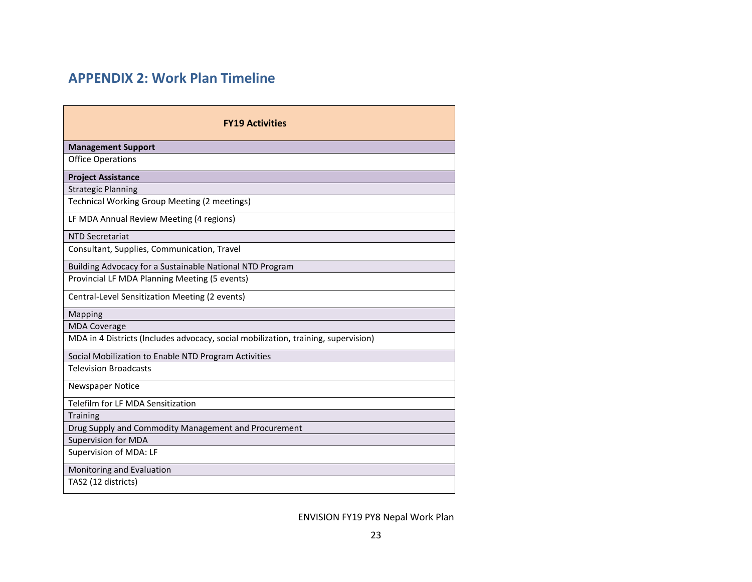## APPENDIX 2: Work Plan Timeline

| FY19 Activities |
| --- |
| **Management Support** |
| Office Operations |
| **Project Assistance** |
| Strategic Planning |
| Technical Working Group Meeting (2 meetings) |
| LF MDA Annual Review Meeting (4 regions) |
| NTD Secretariat |
| Consultant, Supplies, Communication, Travel |
| Building Advocacy for a Sustainable National NTD Program |
| Provincial LF MDA Planning Meeting (5 events) |
| Central-Level Sensitization Meeting (2 events) |
| Mapping |
| MDA Coverage |
| MDA in 4 Districts (Includes advocacy, social mobilization, training, supervision) |
| Social Mobilization to Enable NTD Program Activities |
| Television Broadcasts |
| Newspaper Notice |
| Telefilm for LF MDA Sensitization |
| Training |
| Drug Supply and Commodity Management and Procurement |
| Supervision for MDA |
| Supervision of MDA: LF |
| Monitoring and Evaluation |
| TAS2 (12 districts) |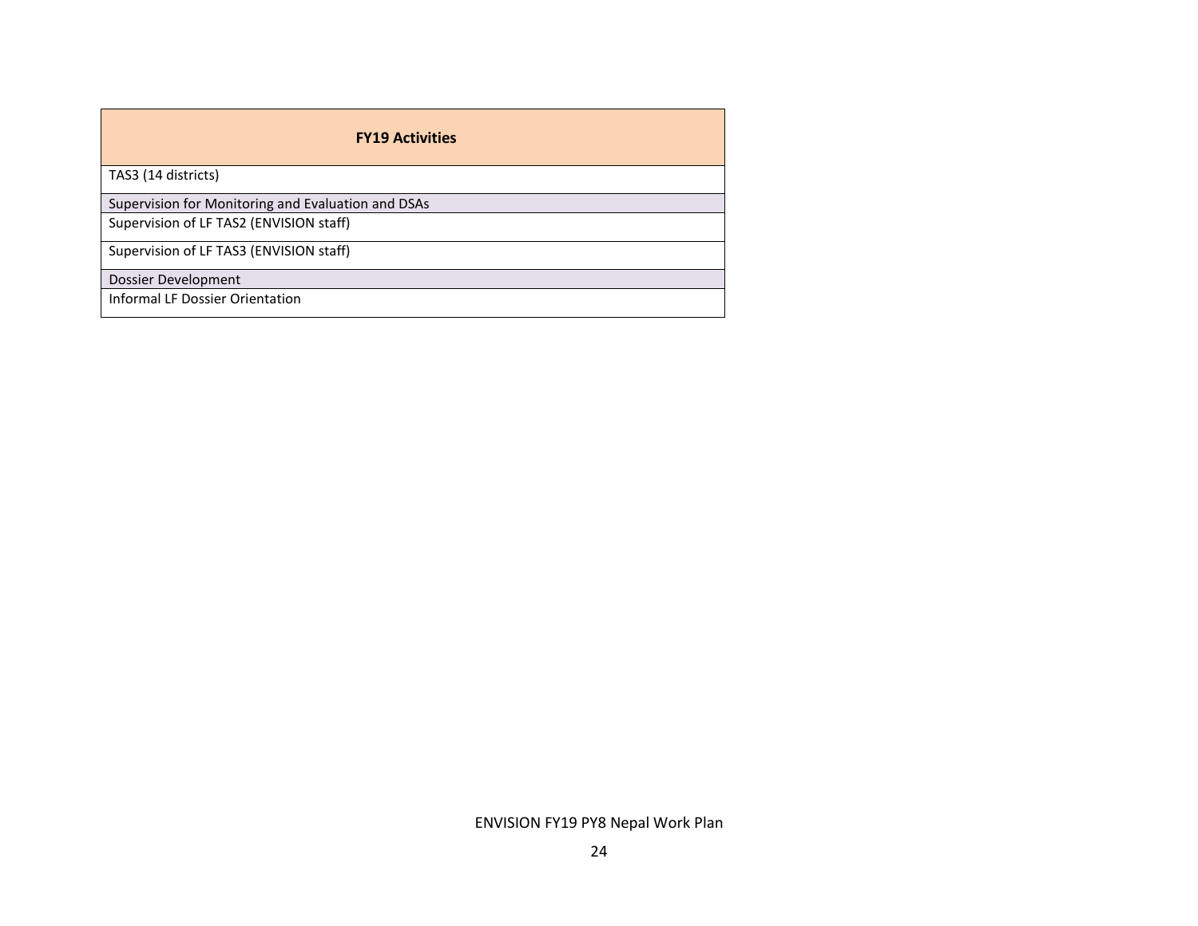| FY19 Activities |
| --- |
| TAS3 (14 districts) |
| Supervision for Monitoring and Evaluation and DSAs |
| Supervision of LF TAS2 (ENVISION staff) |
| Supervision of LF TAS3 (ENVISION staff) |
| Dossier Development |
| Informal LF Dossier Orientation |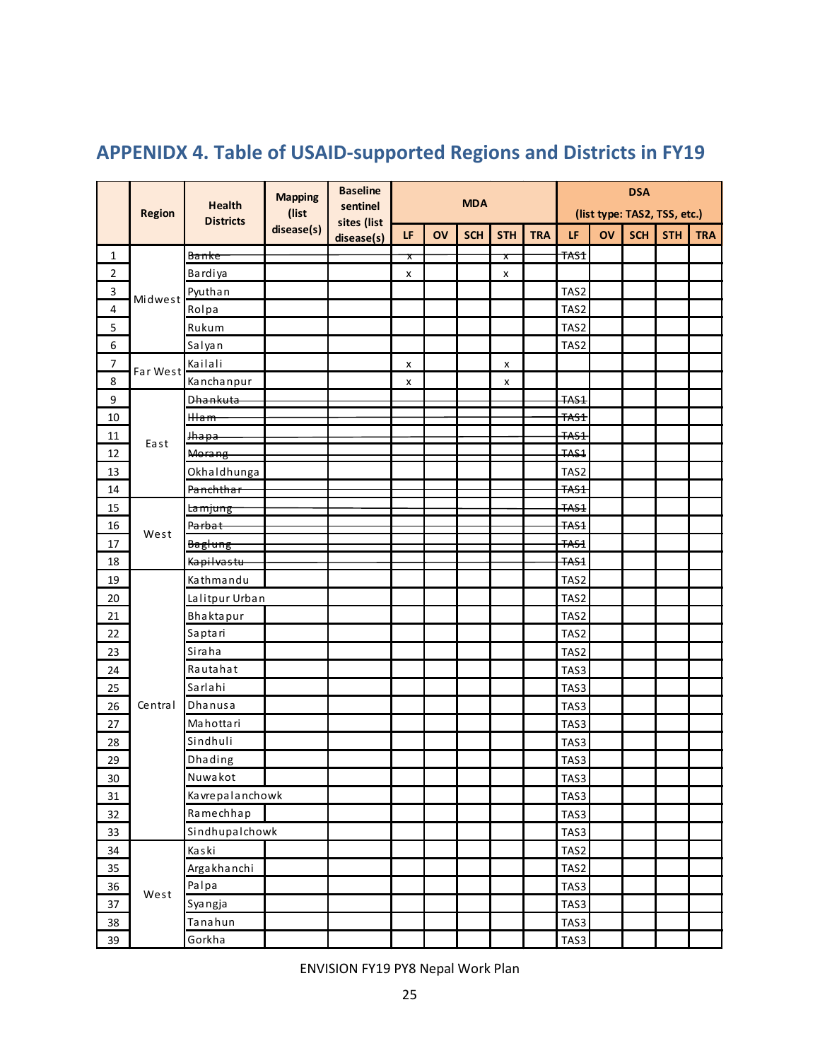## APPENIDX 4. Table of USAID-supported Regions and Districts in FY19

| | Region | Health Districts | Mapping (list disease(s) | Baseline sentinel sites (list disease(s) | MDA | | | | | DSA (list type: TAS2, TSS, etc.) | | | | |
|---|---|---|---|---|---|---|---|---|---|---|---|---|---|---|
| | | | | | LF | OV | SCH | STH | TRA | LF | OV | SCH | STH | TRA |
| 1 | Midwest | ~~Banke~~ | | | ~~x~~ | | | ~~x~~ | | ~~TAS1~~ | | | | |
| 2 | | Bardiya | | | x | | | x | | | | | | |
| 3 | | Pyuthan | | | | | | | | TAS2 | | | | |
| 4 | | Rolpa | | | | | | | | TAS2 | | | | |
| 5 | | Rukum | | | | | | | | TAS2 | | | | |
| 6 | | Salyan | | | | | | | | TAS2 | | | | |
| 7 | Far West | Kailali | | | x | | | x | | | | | | |
| 8 | | Kanchanpur | | | x | | | x | | | | | | |
| 9 | East | ~~Dhankuta~~ | | | | | | | | ~~TAS1~~ | | | | |
| 10 | | ~~Ilam~~ | | | | | | | | ~~TAS1~~ | | | | |
| 11 | | ~~Jhapa~~ | | | | | | | | ~~TAS1~~ | | | | |
| 12 | | ~~Morang~~ | | | | | | | | ~~TAS1~~ | | | | |
| 13 | | Okhaldhunga | | | | | | | | TAS2 | | | | |
| 14 | | ~~Panchthar~~ | | | | | | | | ~~TAS1~~ | | | | |
| 15 | West | ~~Lamjung~~ | | | | | | | | ~~TAS1~~ | | | | |
| 16 | | ~~Parbat~~ | | | | | | | | ~~TAS1~~ | | | | |
| 17 | | ~~Baglung~~ | | | | | | | | ~~TAS1~~ | | | | |
| 18 | | ~~Kapilvastu~~ | | | | | | | | ~~TAS1~~ | | | | |
| 19 | Central | Kathmandu | | | | | | | | TAS2 | | | | |
| 20 | | Lalitpur Urban | | | | | | | | TAS2 | | | | |
| 21 | | Bhaktapur | | | | | | | | TAS2 | | | | |
| 22 | | Saptari | | | | | | | | TAS2 | | | | |
| 23 | | Siraha | | | | | | | | TAS2 | | | | |
| 24 | | Rautahat | | | | | | | | TAS3 | | | | |
| 25 | | Sarlahi | | | | | | | | TAS3 | | | | |
| 26 | | Dhanusa | | | | | | | | TAS3 | | | | |
| 27 | | Mahottari | | | | | | | | TAS3 | | | | |
| 28 | | Sindhuli | | | | | | | | TAS3 | | | | |
| 29 | | Dhading | | | | | | | | TAS3 | | | | |
| 30 | | Nuwakot | | | | | | | | TAS3 | | | | |
| 31 | | Kavrepalanchowk | | | | | | | | TAS3 | | | | |
| 32 | | Ramechhap | | | | | | | | TAS3 | | | | |
| 33 | | Sindhupalchowk | | | | | | | | TAS3 | | | | |
| 34 | West | Kaski | | | | | | | | TAS2 | | | | |
| 35 | | Argakhanchi | | | | | | | | TAS2 | | | | |
| 36 | | Palpa | | | | | | | | TAS3 | | | | |
| 37 | | Syangja | | | | | | | | TAS3 | | | | |
| 38 | | Tanahun | | | | | | | | TAS3 | | | | |
| 39 | | Gorkha | | | | | | | | TAS3 | | | | |